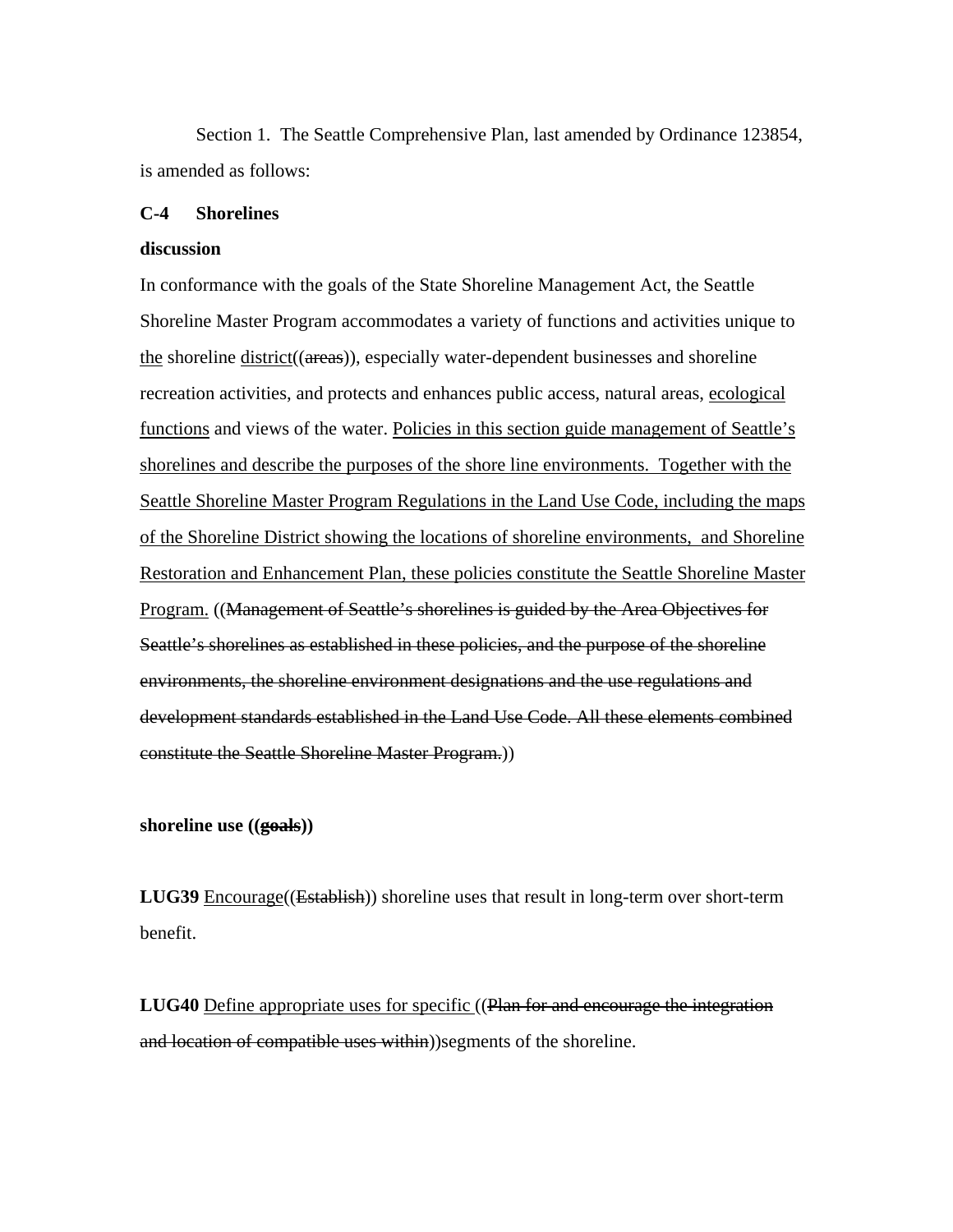Section 1. The Seattle Comprehensive Plan, last amended by Ordinance 123854, is amended as follows:

**C-4 Shorelines**

**discussion**

In conformance with the goals of the State Shoreline Management Act, the Seattle Shoreline Master Program accommodates a variety of functions and activities unique to <u>the</u> shoreline <u>district</u>((~~areas~~)), especially water-dependent businesses and shoreline recreation activities, and protects and enhances public access, natural areas, <u>ecological functions</u> and views of the water. <u>Policies in this section guide management of Seattle's shorelines and describe the purposes of the shore line environments. Together with the Seattle Shoreline Master Program Regulations in the Land Use Code, including the maps of the Shoreline District showing the locations of shoreline environments, and Shoreline Restoration and Enhancement Plan, these policies constitute the Seattle Shoreline Master Program.</u> ((~~Management of Seattle's shorelines is guided by the Area Objectives for Seattle's shorelines as established in these policies, and the purpose of the shoreline environments, the shoreline environment designations and the use regulations and development standards established in the Land Use Code. All these elements combined constitute the Seattle Shoreline Master Program.~~))

**shoreline use ((~~goals~~))**

**LUG39** <u>Encourage</u>((~~Establish~~)) shoreline uses that result in long-term over short-term benefit.

**LUG40** <u>Define appropriate uses for specific</u> ((~~Plan for and encourage the integration and location of compatible uses within~~))segments of the shoreline.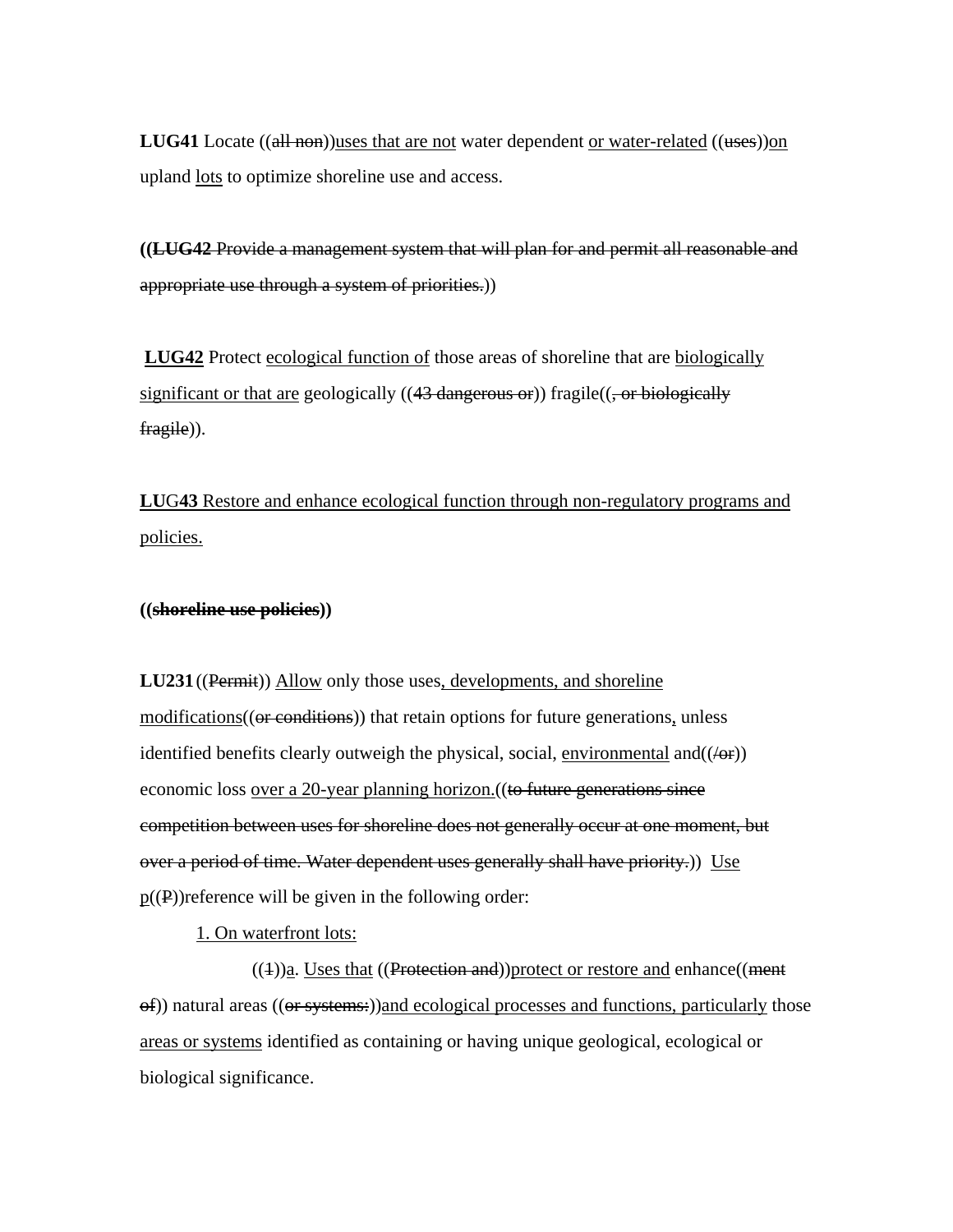**LUG41** Locate ((~~all non~~))<u>uses that are not</u> water dependent <u>or water-related</u> ((~~uses~~))<u>on</u> upland <u>lots</u> to optimize shoreline use and access.

**((~~LUG42~~** ~~Provide a management system that will plan for and permit all reasonable and appropriate use through a system of priorities.~~))

**<u>LUG42</u>** Protect <u>ecological function of</u> those areas of shoreline that are <u>biologically significant or that are</u> geologically ((~~43 dangerous or~~)) fragile((~~, or biologically fragile~~)).

<u>**LU**G**43** Restore and enhance ecological function through non-regulatory programs and policies.</u>

**((~~shoreline use policies~~))**

**LU231** ((~~Permit~~)) <u>Allow</u> only those uses<u>, developments, and shoreline modifications</u>((~~or conditions~~)) that retain options for future generations<u>,</u> unless identified benefits clearly outweigh the physical, social, <u>environmental</u> and((~~/or~~)) economic loss <u>over a 20-year planning horizon.</u>((~~to future generations since competition between uses for shoreline does not generally occur at one moment, but over a period of time. Water dependent uses generally shall have priority.~~)) <u>Use p</u>((~~P~~))reference will be given in the following order:

<u>1. On waterfront lots:</u>

((~~1~~))<u>a</u>. <u>Uses that</u> ((~~Protection and~~))<u>protect or restore and</u> enhance((~~ment of~~)) natural areas ((~~or systems:~~))<u>and ecological processes and functions, particularly</u> those <u>areas or systems</u> identified as containing or having unique geological, ecological or biological significance.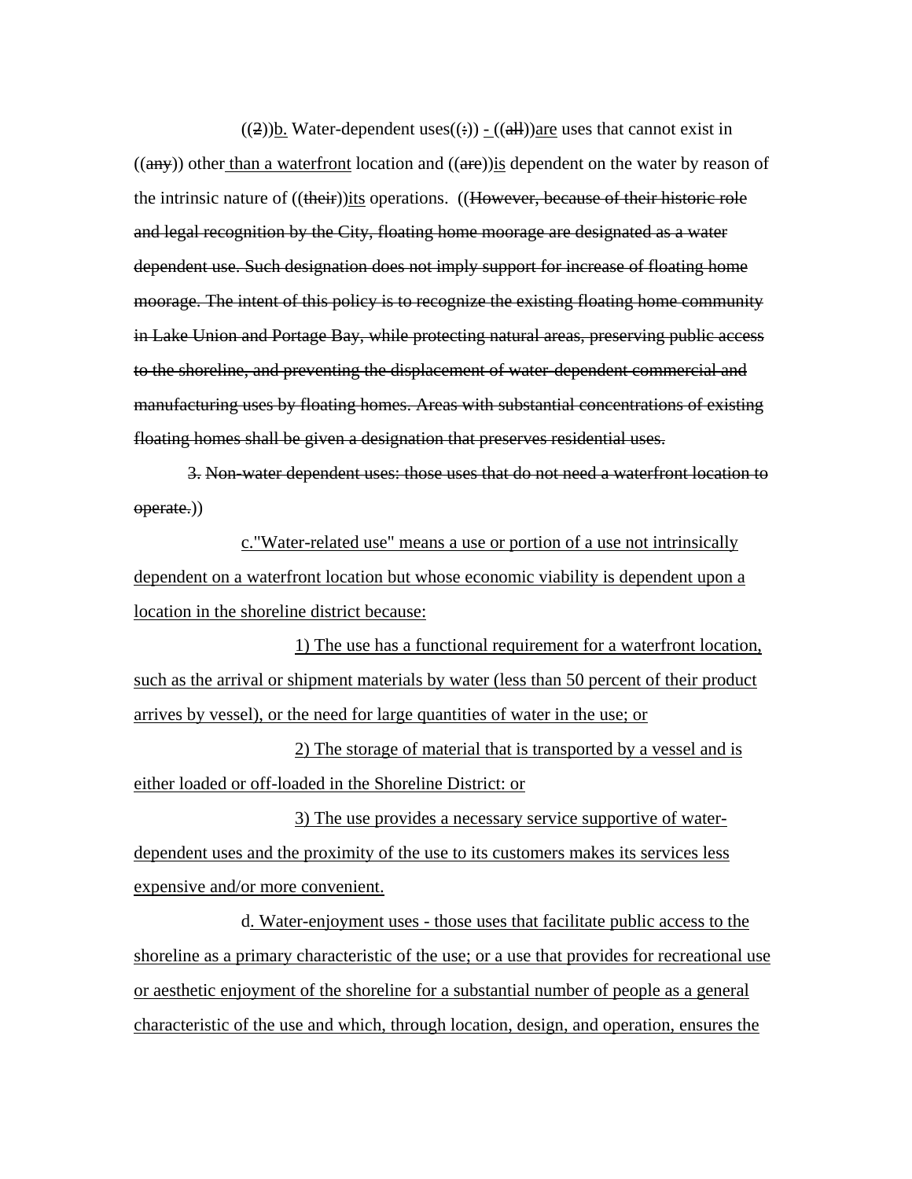((2))b. Water-dependent uses((:)) - ((all))are uses that cannot exist in ((any)) other than a waterfront location and ((are))is dependent on the water by reason of the intrinsic nature of ((their))its operations. ((However, because of their historic role and legal recognition by the City, floating home moorage are designated as a water dependent use. Such designation does not imply support for increase of floating home moorage. The intent of this policy is to recognize the existing floating home community in Lake Union and Portage Bay, while protecting natural areas, preserving public access to the shoreline, and preventing the displacement of water-dependent commercial and manufacturing uses by floating homes. Areas with substantial concentrations of existing floating homes shall be given a designation that preserves residential uses.

3. Non-water dependent uses: those uses that do not need a waterfront location to operate.))

c."Water-related use" means a use or portion of a use not intrinsically dependent on a waterfront location but whose economic viability is dependent upon a location in the shoreline district because:

1) The use has a functional requirement for a waterfront location, such as the arrival or shipment materials by water (less than 50 percent of their product arrives by vessel), or the need for large quantities of water in the use; or

2) The storage of material that is transported by a vessel and is either loaded or off-loaded in the Shoreline District: or

3) The use provides a necessary service supportive of water-dependent uses and the proximity of the use to its customers makes its services less expensive and/or more convenient.

d. Water-enjoyment uses - those uses that facilitate public access to the shoreline as a primary characteristic of the use; or a use that provides for recreational use or aesthetic enjoyment of the shoreline for a substantial number of people as a general characteristic of the use and which, through location, design, and operation, ensures the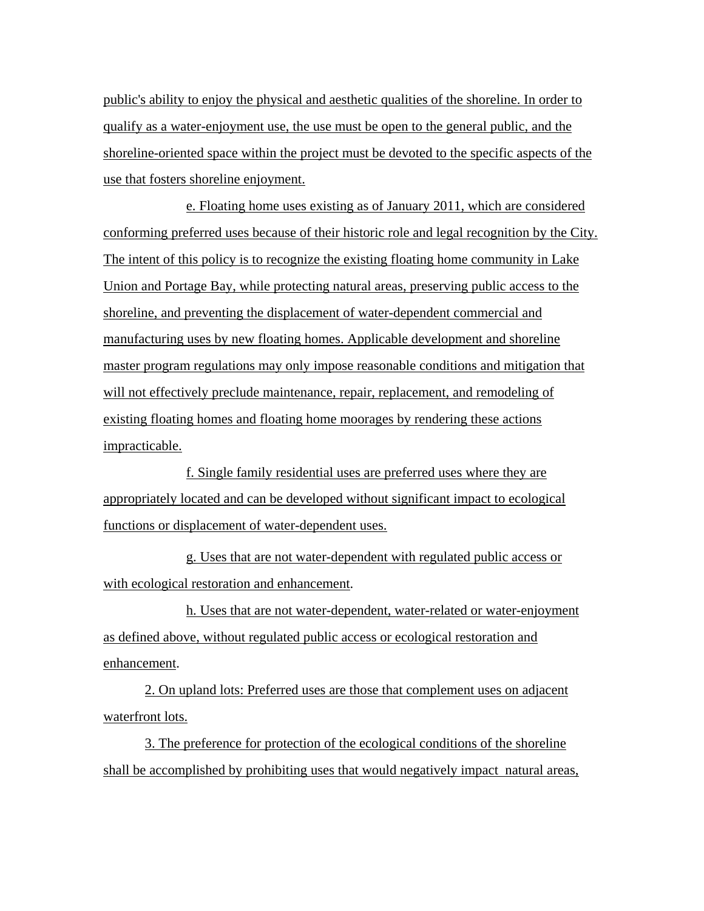public's ability to enjoy the physical and aesthetic qualities of the shoreline. In order to qualify as a water-enjoyment use, the use must be open to the general public, and the shoreline-oriented space within the project must be devoted to the specific aspects of the use that fosters shoreline enjoyment.

e. Floating home uses existing as of January 2011, which are considered conforming preferred uses because of their historic role and legal recognition by the City. The intent of this policy is to recognize the existing floating home community in Lake Union and Portage Bay, while protecting natural areas, preserving public access to the shoreline, and preventing the displacement of water-dependent commercial and manufacturing uses by new floating homes. Applicable development and shoreline master program regulations may only impose reasonable conditions and mitigation that will not effectively preclude maintenance, repair, replacement, and remodeling of existing floating homes and floating home moorages by rendering these actions impracticable.

f. Single family residential uses are preferred uses where they are appropriately located and can be developed without significant impact to ecological functions or displacement of water-dependent uses.

g. Uses that are not water-dependent with regulated public access or with ecological restoration and enhancement.

h. Uses that are not water-dependent, water-related or water-enjoyment as defined above, without regulated public access or ecological restoration and enhancement.

2. On upland lots: Preferred uses are those that complement uses on adjacent waterfront lots.

3. The preference for protection of the ecological conditions of the shoreline shall be accomplished by prohibiting uses that would negatively impact natural areas,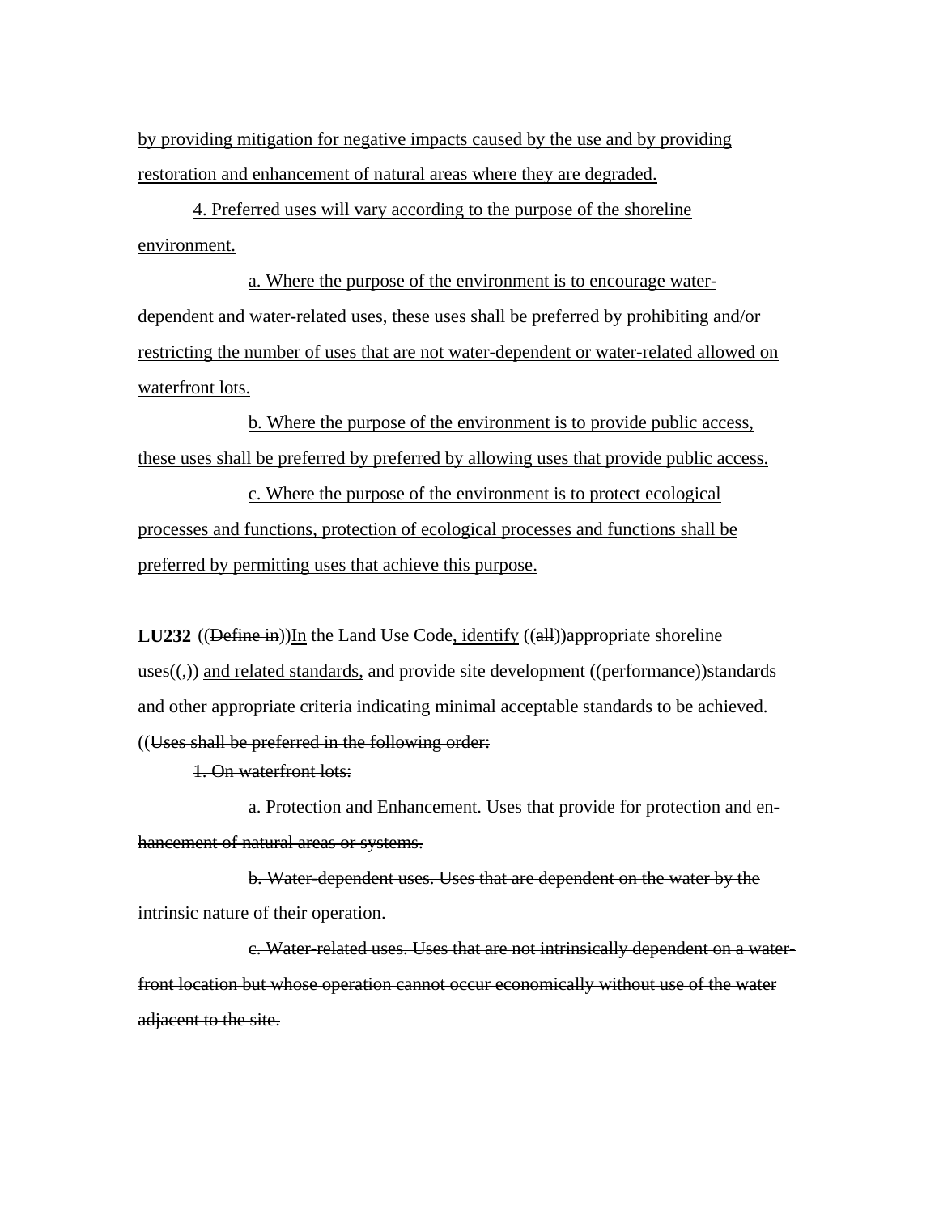<u>by providing mitigation for negative impacts caused by the use and by providing restoration and enhancement of natural areas where they are degraded.</u>

<u>4. Preferred uses will vary according to the purpose of the shoreline environment.</u>

<u>a. Where the purpose of the environment is to encourage water-dependent and water-related uses, these uses shall be preferred by prohibiting and/or restricting the number of uses that are not water-dependent or water-related allowed on waterfront lots.</u>

<u>b. Where the purpose of the environment is to provide public access, these uses shall be preferred by preferred by allowing uses that provide public access.</u>

<u>c. Where the purpose of the environment is to protect ecological processes and functions, protection of ecological processes and functions shall be preferred by permitting uses that achieve this purpose.</u>

**LU232** ((~~Define in~~))<u>In</u> the Land Use Code<u>, identify</u> ((~~all~~))appropriate shoreline uses((~~,~~)) <u>and related standards,</u> and provide site development ((~~performance~~))standards and other appropriate criteria indicating minimal acceptable standards to be achieved. ((~~Uses shall be preferred in the following order:~~

~~1. On waterfront lots:~~

~~a. Protection and Enhancement. Uses that provide for protection and enhancement of natural areas or systems.~~

~~b. Water-dependent uses. Uses that are dependent on the water by the intrinsic nature of their operation.~~

~~c. Water-related uses. Uses that are not intrinsically dependent on a waterfront location but whose operation cannot occur economically without use of the water adjacent to the site.~~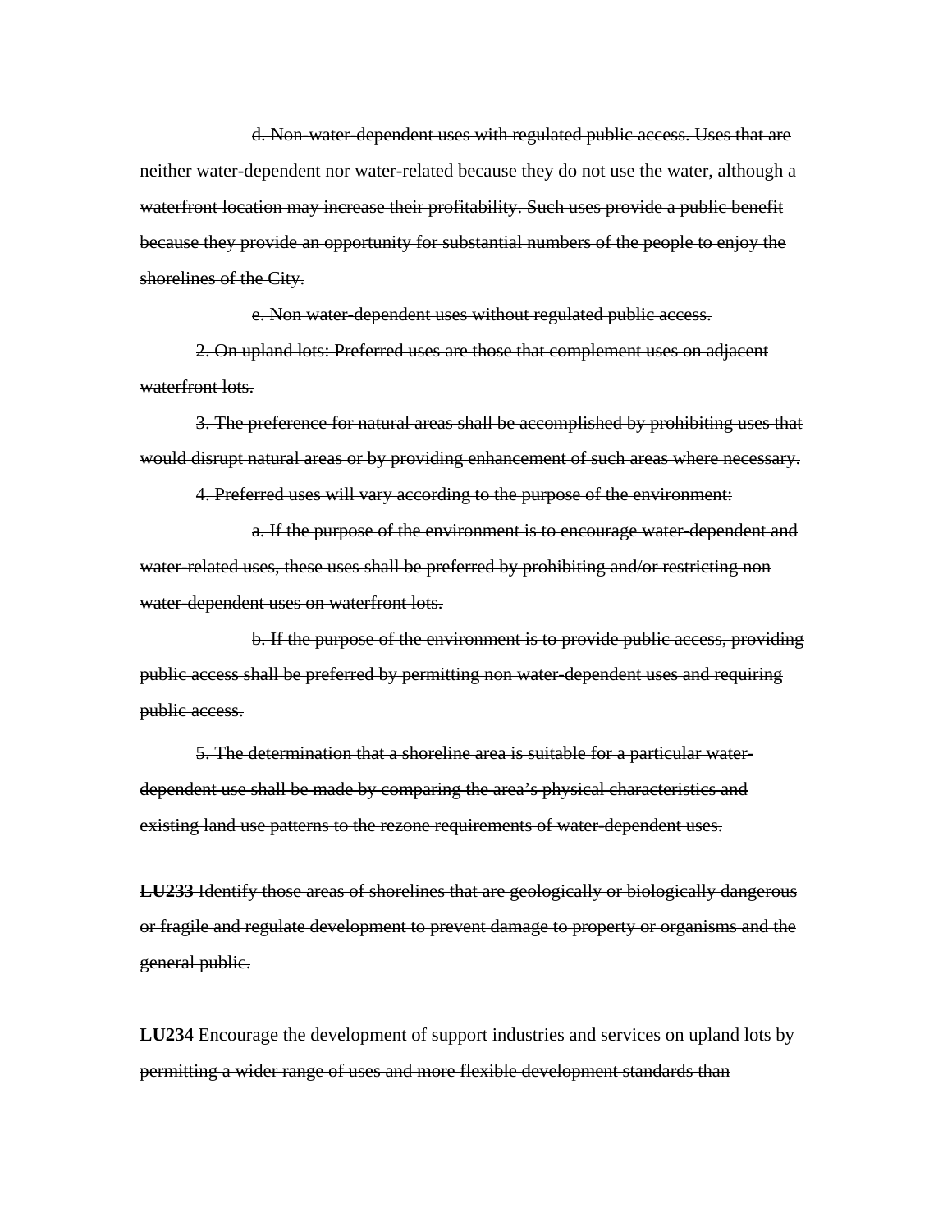~~d. Non-water-dependent uses with regulated public access. Uses that are neither water-dependent nor water-related because they do not use the water, although a waterfront location may increase their profitability. Such uses provide a public benefit because they provide an opportunity for substantial numbers of the people to enjoy the shorelines of the City.~~

~~e. Non water-dependent uses without regulated public access.~~

~~2. On upland lots: Preferred uses are those that complement uses on adjacent waterfront lots.~~

~~3. The preference for natural areas shall be accomplished by prohibiting uses that would disrupt natural areas or by providing enhancement of such areas where necessary.~~

~~4. Preferred uses will vary according to the purpose of the environment:~~

~~a. If the purpose of the environment is to encourage water-dependent and water-related uses, these uses shall be preferred by prohibiting and/or restricting non water-dependent uses on waterfront lots.~~

~~b. If the purpose of the environment is to provide public access, providing public access shall be preferred by permitting non water-dependent uses and requiring public access.~~

~~5. The determination that a shoreline area is suitable for a particular water-dependent use shall be made by comparing the area's physical characteristics and existing land use patterns to the rezone requirements of water-dependent uses.~~

~~**LU233** Identify those areas of shorelines that are geologically or biologically dangerous or fragile and regulate development to prevent damage to property or organisms and the general public.~~

~~**LU234** Encourage the development of support industries and services on upland lots by permitting a wider range of uses and more flexible development standards than~~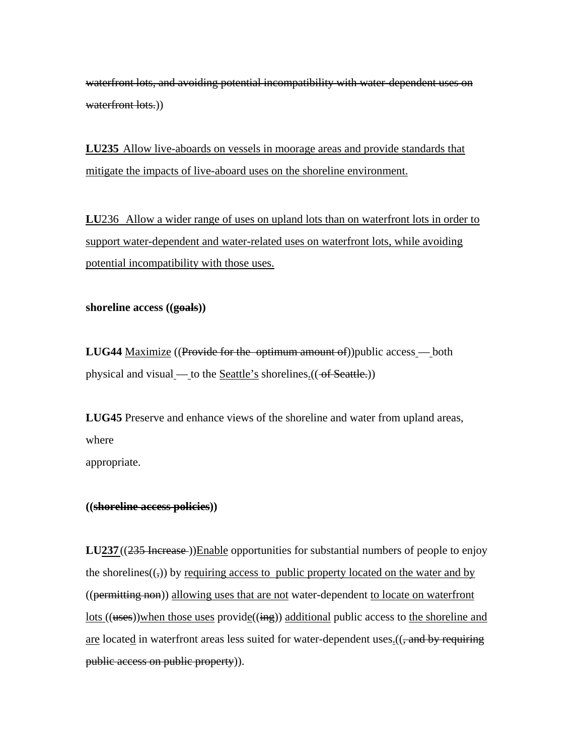~~waterfront lots, and avoiding potential incompatibility with water-dependent uses on waterfront lots.~~))

**LU235** <u>Allow live-aboards on vessels in moorage areas and provide standards that mitigate the impacts of live-aboard uses on the shoreline environment.</u>

**LU**236 <u>Allow a wider range of uses on upland lots than on waterfront lots in order to support water-dependent and water-related uses on waterfront lots, while avoiding potential incompatibility with those uses.</u>

**shoreline access ((~~goals~~))**

**LUG44** <u>Maximize</u> ((~~Provide for the optimum amount of~~))public access — both physical and visual — to the <u>Seattle's</u> shorelines<u>.</u>((~~of Seattle.~~))

**LUG45** Preserve and enhance views of the shoreline and water from upland areas, where appropriate.

**((~~shoreline access policies~~))**

**LU<u>237</u>**((~~235 Increase~~ ))<u>Enable</u> opportunities for substantial numbers of people to enjoy the shorelines((~~,~~)) by <u>requiring access to public property located on the water and by</u> ((~~permitting non~~)) <u>allowing uses that are not</u> water-dependent <u>to locate on waterfront lots</u> ((~~uses~~))<u>when those uses</u> provid<u>e</u>((~~ing~~)) <u>additional</u> public access to <u>the shoreline and are</u> locate<u>d</u> in waterfront areas less suited for water-dependent uses<u>.</u>((~~, and by requiring public access on public property~~)).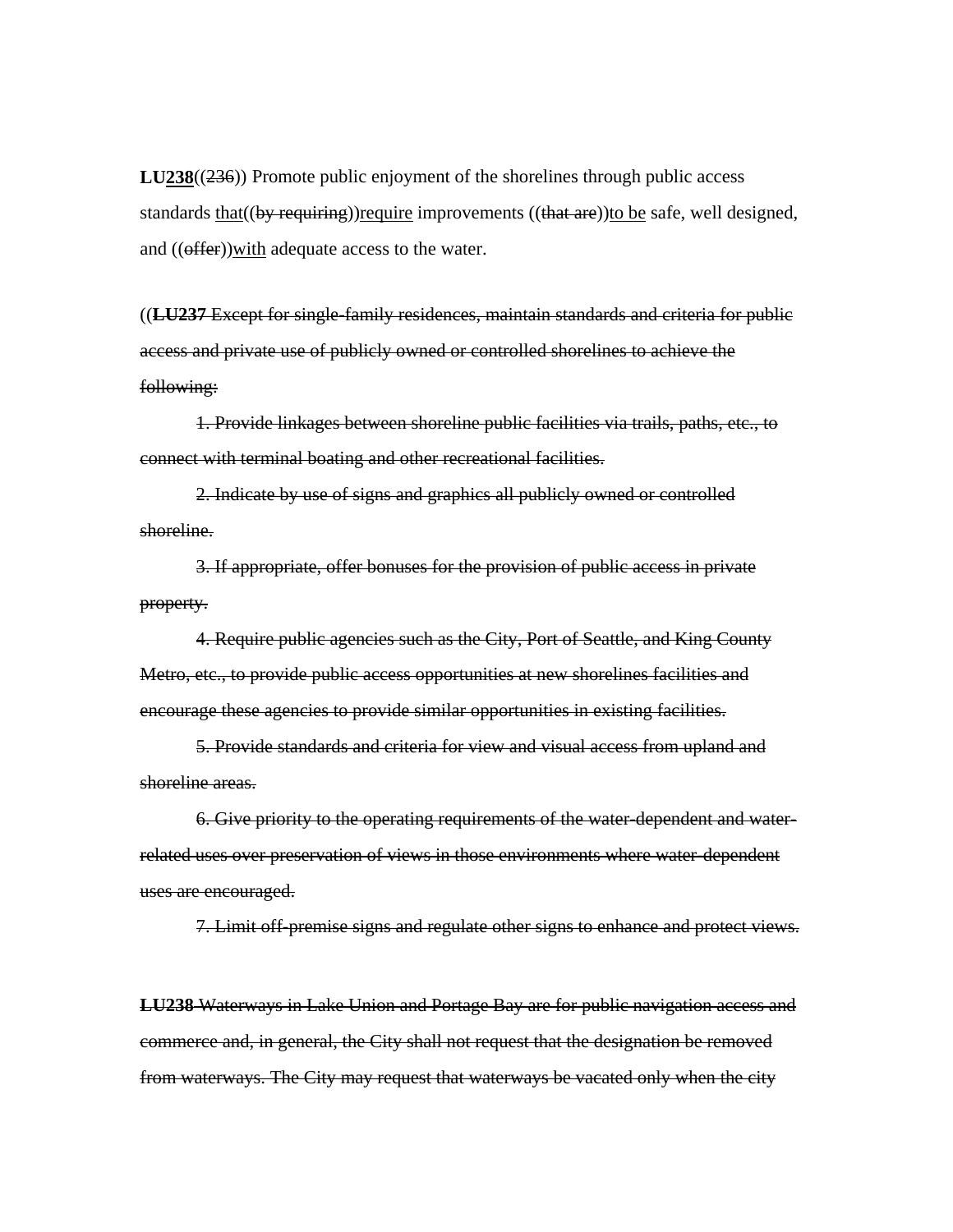**LU<u>238</u>**((~~236~~)) Promote public enjoyment of the shorelines through public access standards <u>that</u>((~~by requiring~~))<u>require</u> improvements ((~~that are~~))<u>to be</u> safe, well designed, and ((~~offer~~))<u>with</u> adequate access to the water.

((~~**LU237** Except for single-family residences, maintain standards and criteria for public access and private use of publicly owned or controlled shorelines to achieve the following:~~

~~1. Provide linkages between shoreline public facilities via trails, paths, etc., to connect with terminal boating and other recreational facilities.~~

~~2. Indicate by use of signs and graphics all publicly owned or controlled shoreline.~~

~~3. If appropriate, offer bonuses for the provision of public access in private property.~~

~~4. Require public agencies such as the City, Port of Seattle, and King County Metro, etc., to provide public access opportunities at new shorelines facilities and encourage these agencies to provide similar opportunities in existing facilities.~~

~~5. Provide standards and criteria for view and visual access from upland and shoreline areas.~~

~~6. Give priority to the operating requirements of the water-dependent and water-related uses over preservation of views in those environments where water-dependent uses are encouraged.~~

~~7. Limit off-premise signs and regulate other signs to enhance and protect views.~~

~~**LU238** Waterways in Lake Union and Portage Bay are for public navigation access and commerce and, in general, the City shall not request that the designation be removed from waterways. The City may request that waterways be vacated only when the city~~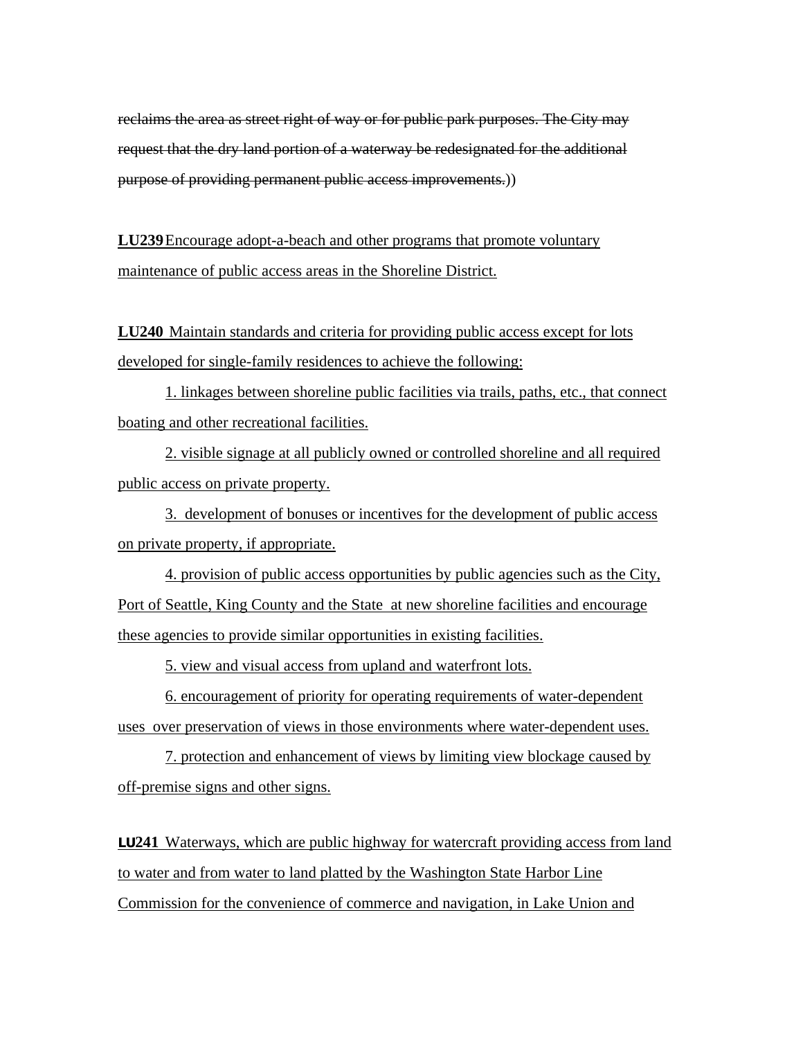~~reclaims the area as street right of way or for public park purposes. The City may request that the dry land portion of a waterway be redesignated for the additional purpose of providing permanent public access improvements.~~))

**LU239** <u>Encourage adopt-a-beach and other programs that promote voluntary maintenance of public access areas in the Shoreline District.</u>

**LU240** <u>Maintain standards and criteria for providing public access except for lots developed for single-family residences to achieve the following:</u>

<u>1. linkages between shoreline public facilities via trails, paths, etc., that connect boating and other recreational facilities.</u>

<u>2. visible signage at all publicly owned or controlled shoreline and all required public access on private property.</u>

<u>3. development of bonuses or incentives for the development of public access on private property, if appropriate.</u>

<u>4. provision of public access opportunities by public agencies such as the City, Port of Seattle, King County and the State at new shoreline facilities and encourage these agencies to provide similar opportunities in existing facilities.</u>

<u>5. view and visual access from upland and waterfront lots.</u>

<u>6. encouragement of priority for operating requirements of water-dependent uses over preservation of views in those environments where water-dependent uses.</u>

<u>7. protection and enhancement of views by limiting view blockage caused by off-premise signs and other signs.</u>

**LU241** <u>Waterways, which are public highway for watercraft providing access from land to water and from water to land platted by the Washington State Harbor Line Commission for the convenience of commerce and navigation, in Lake Union and</u>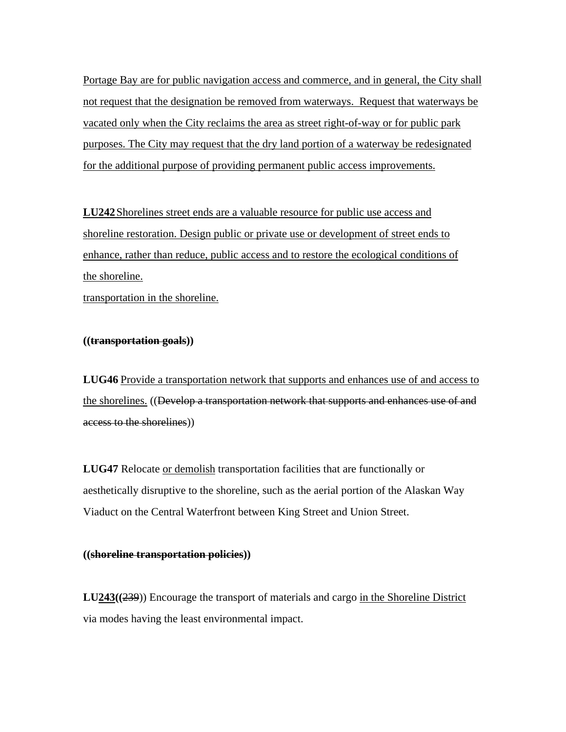<u>Portage Bay are for public navigation access and commerce, and in general, the City shall not request that the designation be removed from waterways. Request that waterways be vacated only when the City reclaims the area as street right-of-way or for public park purposes. The City may request that the dry land portion of a waterway be redesignated for the additional purpose of providing permanent public access improvements.</u>

<u>**LU242** Shorelines street ends are a valuable resource for public use access and shoreline restoration. Design public or private use or development of street ends to enhance, rather than reduce, public access and to restore the ecological conditions of the shoreline.</u>

<u>transportation in the shoreline.</u>

**((~~transportation goals~~))**

**LUG46** <u>Provide a transportation network that supports and enhances use of and access to the shorelines.</u> ((~~Develop a transportation network that supports and enhances use of and access to the shorelines~~))

**LUG47** Relocate <u>or demolish</u> transportation facilities that are functionally or aesthetically disruptive to the shoreline, such as the aerial portion of the Alaskan Way Viaduct on the Central Waterfront between King Street and Union Street.

**((~~shoreline transportation policies~~))**

**LU<u>243</u>((**~~239~~)) Encourage the transport of materials and cargo <u>in the Shoreline District</u> via modes having the least environmental impact.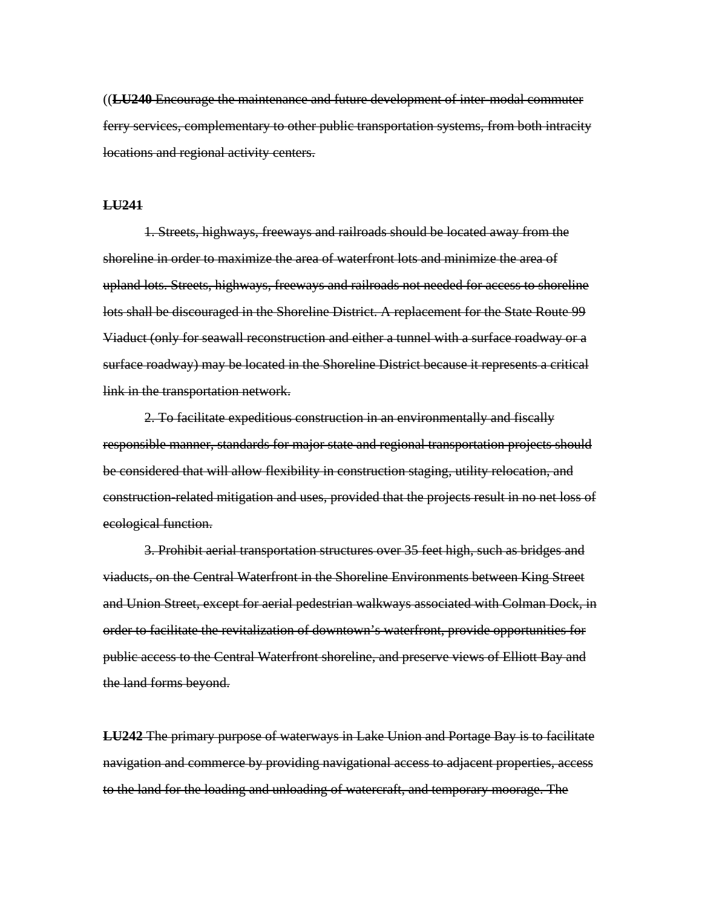((~~**LU240** Encourage the maintenance and future development of inter-modal commuter ferry services, complementary to other public transportation systems, from both intracity locations and regional activity centers.~~

~~**LU241**~~

~~1. Streets, highways, freeways and railroads should be located away from the shoreline in order to maximize the area of waterfront lots and minimize the area of upland lots. Streets, highways, freeways and railroads not needed for access to shoreline lots shall be discouraged in the Shoreline District. A replacement for the State Route 99 Viaduct (only for seawall reconstruction and either a tunnel with a surface roadway or a surface roadway) may be located in the Shoreline District because it represents a critical link in the transportation network.~~

~~2. To facilitate expeditious construction in an environmentally and fiscally responsible manner, standards for major state and regional transportation projects should be considered that will allow flexibility in construction staging, utility relocation, and construction-related mitigation and uses, provided that the projects result in no net loss of ecological function.~~

~~3. Prohibit aerial transportation structures over 35 feet high, such as bridges and viaducts, on the Central Waterfront in the Shoreline Environments between King Street and Union Street, except for aerial pedestrian walkways associated with Colman Dock, in order to facilitate the revitalization of downtown's waterfront, provide opportunities for public access to the Central Waterfront shoreline, and preserve views of Elliott Bay and the land forms beyond.~~

~~**LU242** The primary purpose of waterways in Lake Union and Portage Bay is to facilitate navigation and commerce by providing navigational access to adjacent properties, access to the land for the loading and unloading of watercraft, and temporary moorage. The~~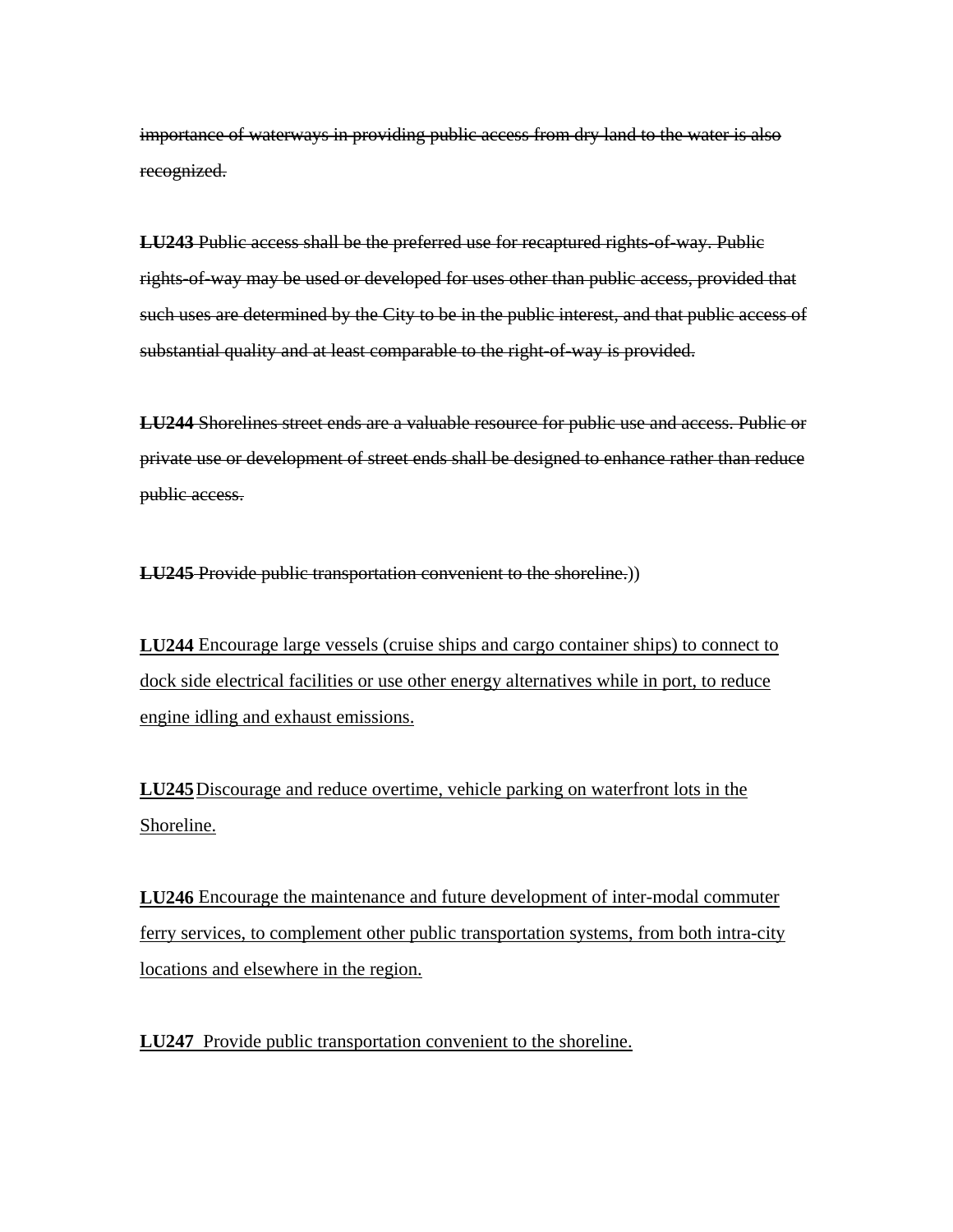~~importance of waterways in providing public access from dry land to the water is also recognized.~~

~~**LU243** Public access shall be the preferred use for recaptured rights-of-way. Public rights-of-way may be used or developed for uses other than public access, provided that such uses are determined by the City to be in the public interest, and that public access of substantial quality and at least comparable to the right-of-way is provided.~~

~~**LU244** Shorelines street ends are a valuable resource for public use and access. Public or private use or development of street ends shall be designed to enhance rather than reduce public access.~~

~~**LU245** Provide public transportation convenient to the shoreline.~~))

<u>**LU244** Encourage large vessels (cruise ships and cargo container ships) to connect to dock side electrical facilities or use other energy alternatives while in port, to reduce engine idling and exhaust emissions.</u>

<u>**LU245** Discourage and reduce overtime, vehicle parking on waterfront lots in the Shoreline.</u>

<u>**LU246** Encourage the maintenance and future development of inter-modal commuter ferry services, to complement other public transportation systems, from both intra-city locations and elsewhere in the region.</u>

<u>**LU247** Provide public transportation convenient to the shoreline.</u>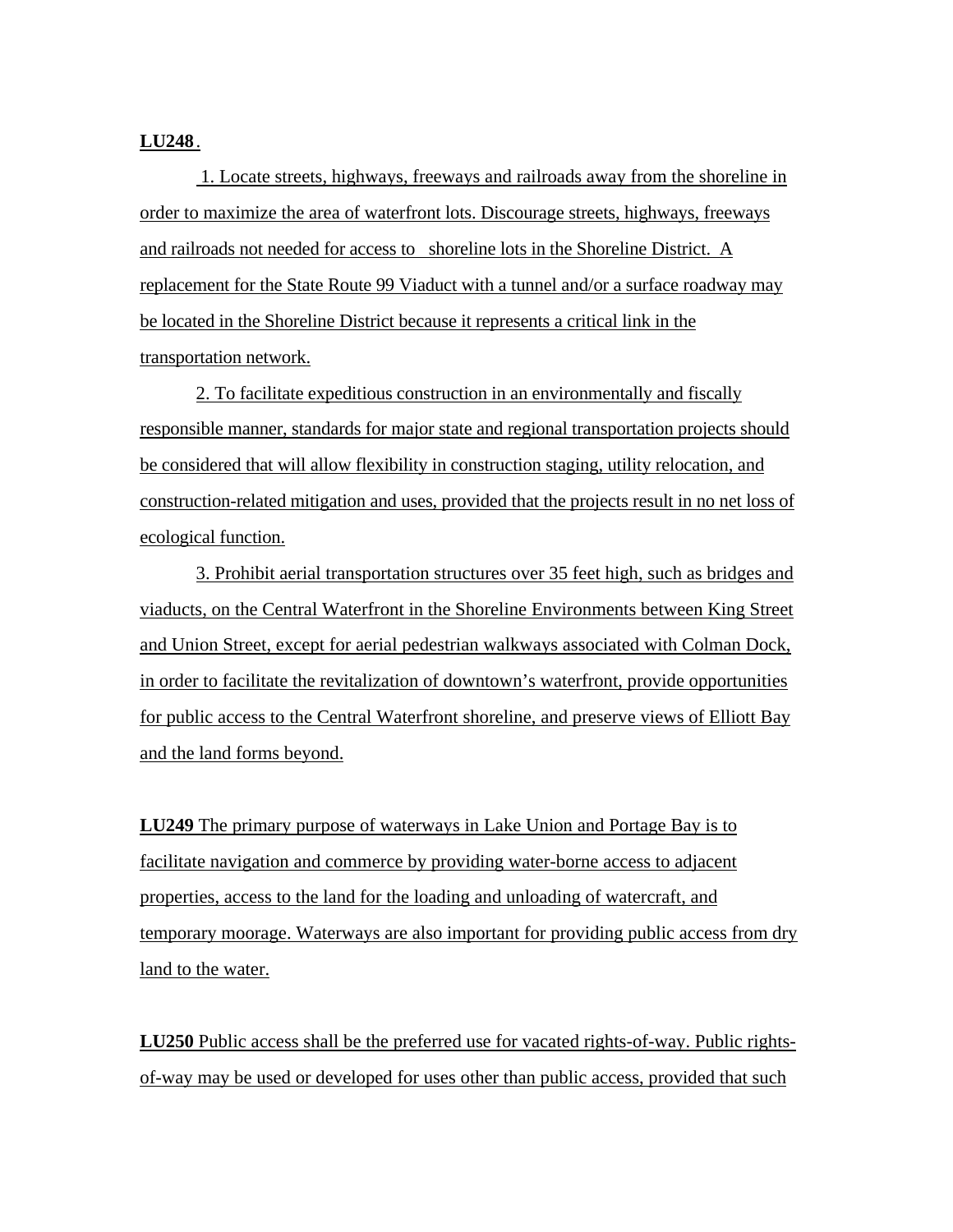**LU248**.

1. Locate streets, highways, freeways and railroads away from the shoreline in order to maximize the area of waterfront lots. Discourage streets, highways, freeways and railroads not needed for access to shoreline lots in the Shoreline District. A replacement for the State Route 99 Viaduct with a tunnel and/or a surface roadway may be located in the Shoreline District because it represents a critical link in the transportation network.

2. To facilitate expeditious construction in an environmentally and fiscally responsible manner, standards for major state and regional transportation projects should be considered that will allow flexibility in construction staging, utility relocation, and construction-related mitigation and uses, provided that the projects result in no net loss of ecological function.

3. Prohibit aerial transportation structures over 35 feet high, such as bridges and viaducts, on the Central Waterfront in the Shoreline Environments between King Street and Union Street, except for aerial pedestrian walkways associated with Colman Dock, in order to facilitate the revitalization of downtown's waterfront, provide opportunities for public access to the Central Waterfront shoreline, and preserve views of Elliott Bay and the land forms beyond.

**LU249** The primary purpose of waterways in Lake Union and Portage Bay is to facilitate navigation and commerce by providing water-borne access to adjacent properties, access to the land for the loading and unloading of watercraft, and temporary moorage. Waterways are also important for providing public access from dry land to the water.

**LU250** Public access shall be the preferred use for vacated rights-of-way. Public rights-of-way may be used or developed for uses other than public access, provided that such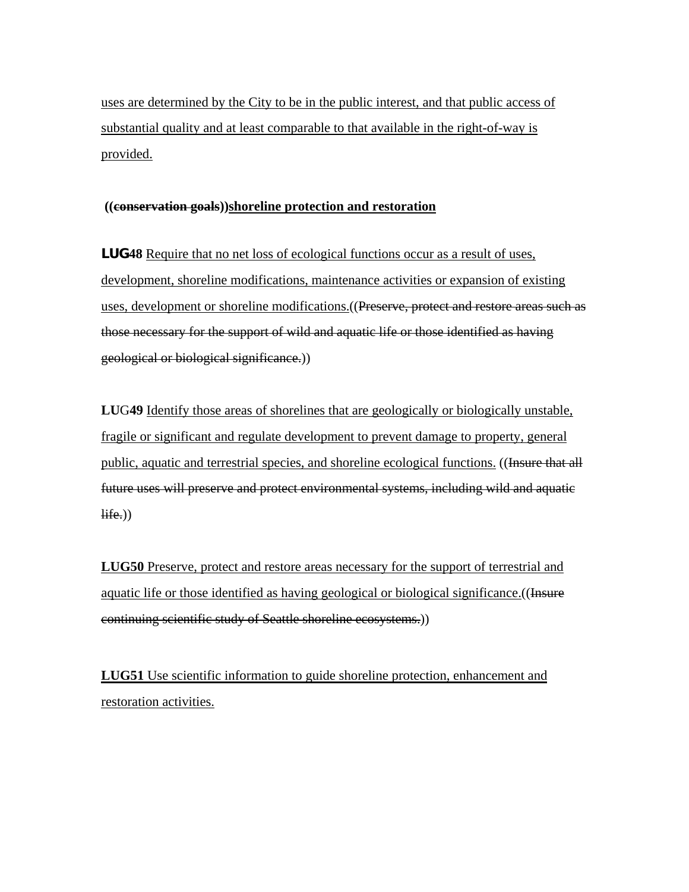uses are determined by the City to be in the public interest, and that public access of substantial quality and at least comparable to that available in the right-of-way is provided.

**((~~conservation goals~~))shoreline protection and restoration**

**LUG48** Require that no net loss of ecological functions occur as a result of uses, development, shoreline modifications, maintenance activities or expansion of existing uses, development or shoreline modifications.((~~Preserve, protect and restore areas such as those necessary for the support of wild and aquatic life or those identified as having geological or biological significance.~~))

**LUG49** Identify those areas of shorelines that are geologically or biologically unstable, fragile or significant and regulate development to prevent damage to property, general public, aquatic and terrestrial species, and shoreline ecological functions. ((~~Insure that all future uses will preserve and protect environmental systems, including wild and aquatic life.~~))

**LUG50** Preserve, protect and restore areas necessary for the support of terrestrial and aquatic life or those identified as having geological or biological significance.((~~Insure continuing scientific study of Seattle shoreline ecosystems.~~))

**LUG51** Use scientific information to guide shoreline protection, enhancement and restoration activities.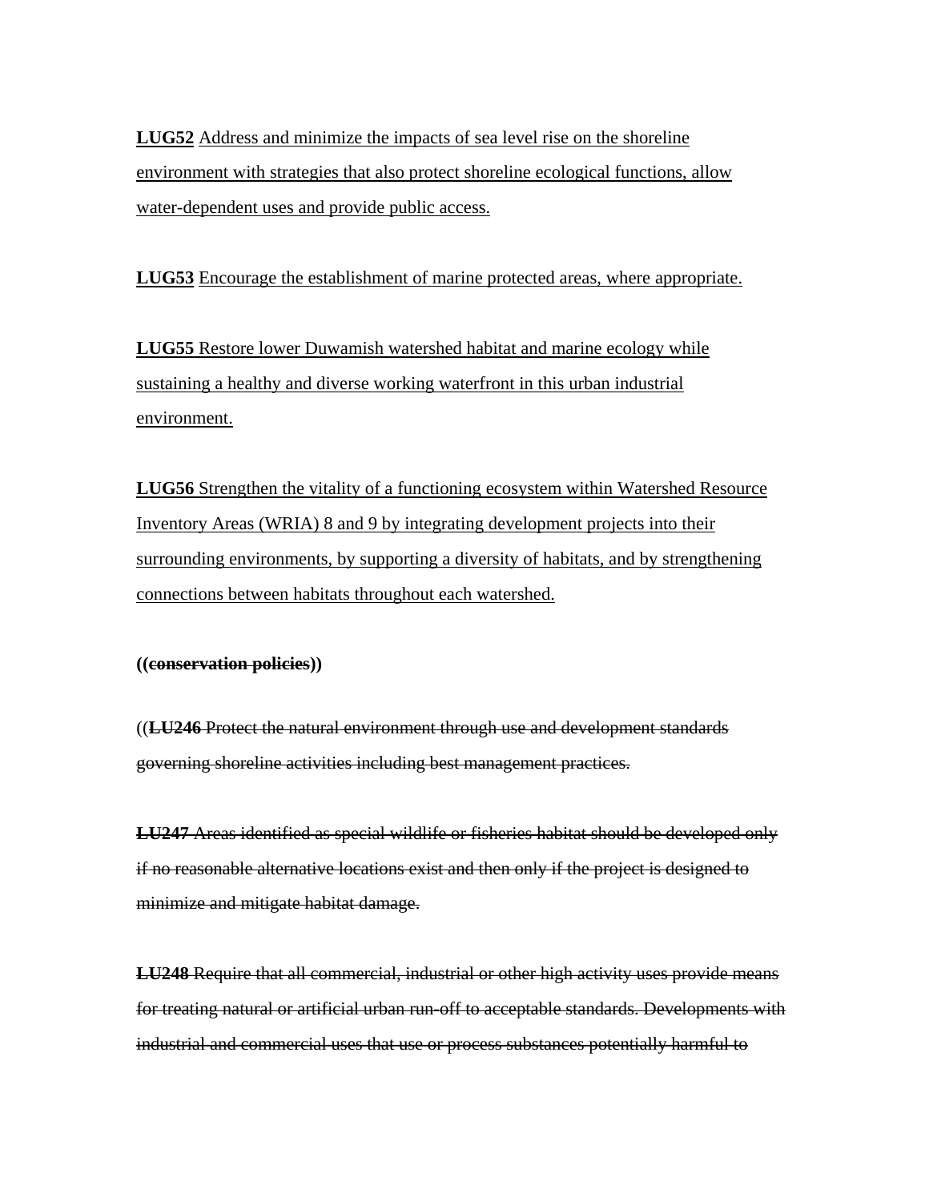<u>**LUG52** Address and minimize the impacts of sea level rise on the shoreline environment with strategies that also protect shoreline ecological functions, allow water-dependent uses and provide public access.</u>

<u>**LUG53** Encourage the establishment of marine protected areas, where appropriate.</u>

<u>**LUG55** Restore lower Duwamish watershed habitat and marine ecology while sustaining a healthy and diverse working waterfront in this urban industrial environment.</u>

<u>**LUG56** Strengthen the vitality of a functioning ecosystem within Watershed Resource Inventory Areas (WRIA) 8 and 9 by integrating development projects into their surrounding environments, by supporting a diversity of habitats, and by strengthening connections between habitats throughout each watershed.</u>

**((~~conservation policies~~))**

((~~**LU246** Protect the natural environment through use and development standards governing shoreline activities including best management practices.~~

~~**LU247** Areas identified as special wildlife or fisheries habitat should be developed only if no reasonable alternative locations exist and then only if the project is designed to minimize and mitigate habitat damage.~~

~~**LU248** Require that all commercial, industrial or other high activity uses provide means for treating natural or artificial urban run-off to acceptable standards. Developments with industrial and commercial uses that use or process substances potentially harmful to~~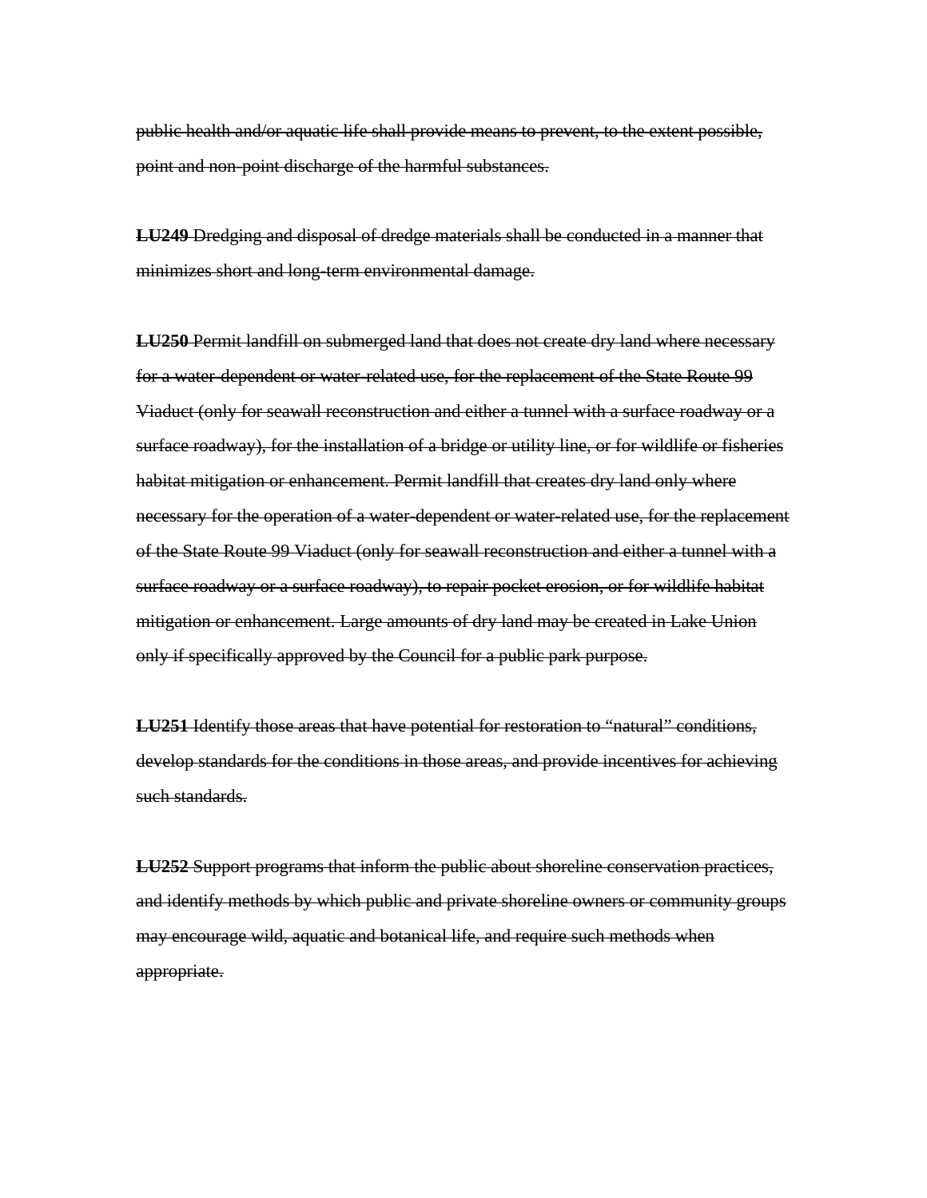~~public health and/or aquatic life shall provide means to prevent, to the extent possible, point and non-point discharge of the harmful substances.~~

~~**LU249** Dredging and disposal of dredge materials shall be conducted in a manner that minimizes short and long-term environmental damage.~~

~~**LU250** Permit landfill on submerged land that does not create dry land where necessary for a water-dependent or water-related use, for the replacement of the State Route 99 Viaduct (only for seawall reconstruction and either a tunnel with a surface roadway or a surface roadway), for the installation of a bridge or utility line, or for wildlife or fisheries habitat mitigation or enhancement. Permit landfill that creates dry land only where necessary for the operation of a water-dependent or water-related use, for the replacement of the State Route 99 Viaduct (only for seawall reconstruction and either a tunnel with a surface roadway or a surface roadway), to repair pocket erosion, or for wildlife habitat mitigation or enhancement. Large amounts of dry land may be created in Lake Union only if specifically approved by the Council for a public park purpose.~~

~~**LU251** Identify those areas that have potential for restoration to "natural" conditions, develop standards for the conditions in those areas, and provide incentives for achieving such standards.~~

~~**LU252** Support programs that inform the public about shoreline conservation practices, and identify methods by which public and private shoreline owners or community groups may encourage wild, aquatic and botanical life, and require such methods when appropriate.~~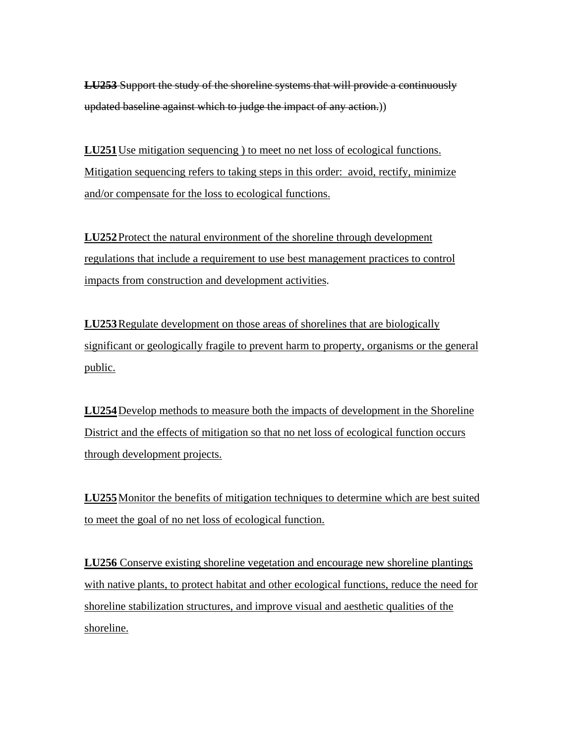~~**LU253** Support the study of the shoreline systems that will provide a continuously updated baseline against which to judge the impact of any action.~~))

<u>**LU251** Use mitigation sequencing ) to meet no net loss of ecological functions. Mitigation sequencing refers to taking steps in this order: avoid, rectify, minimize and/or compensate for the loss to ecological functions.</u>

<u>**LU252** Protect the natural environment of the shoreline through development regulations that include a requirement to use best management practices to control impacts from construction and development activities</u>.

<u>**LU253** Regulate development on those areas of shorelines that are biologically significant or geologically fragile to prevent harm to property, organisms or the general public.</u>

<u>**LU254** Develop methods to measure both the impacts of development in the Shoreline District and the effects of mitigation so that no net loss of ecological function occurs through development projects.</u>

<u>**LU255** Monitor the benefits of mitigation techniques to determine which are best suited to meet the goal of no net loss of ecological function.</u>

<u>**LU256** Conserve existing shoreline vegetation and encourage new shoreline plantings with native plants, to protect habitat and other ecological functions, reduce the need for shoreline stabilization structures, and improve visual and aesthetic qualities of the shoreline.</u>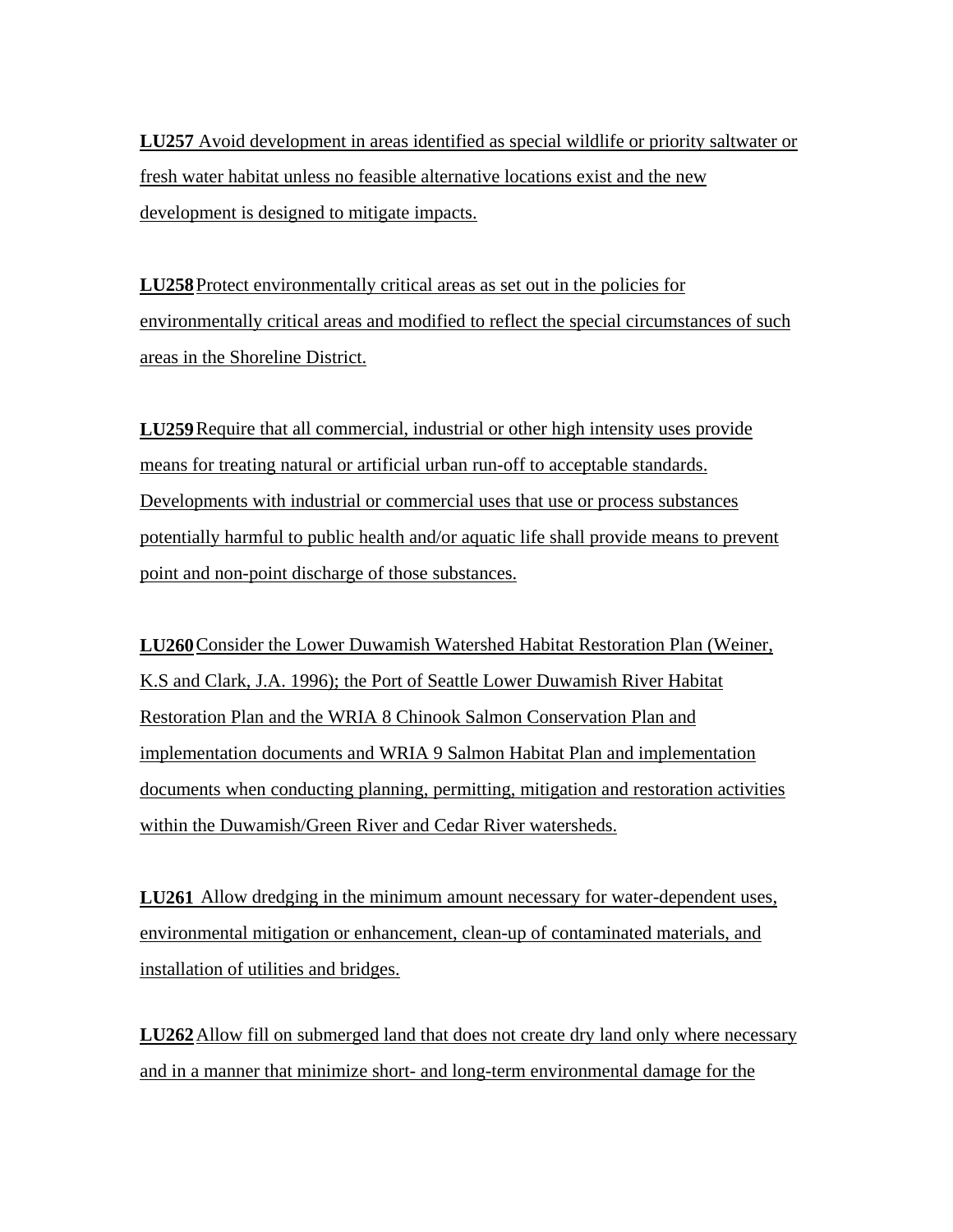**LU257** Avoid development in areas identified as special wildlife or priority saltwater or fresh water habitat unless no feasible alternative locations exist and the new development is designed to mitigate impacts.

**LU258** Protect environmentally critical areas as set out in the policies for environmentally critical areas and modified to reflect the special circumstances of such areas in the Shoreline District.

**LU259** Require that all commercial, industrial or other high intensity uses provide means for treating natural or artificial urban run-off to acceptable standards. Developments with industrial or commercial uses that use or process substances potentially harmful to public health and/or aquatic life shall provide means to prevent point and non-point discharge of those substances.

**LU260** Consider the Lower Duwamish Watershed Habitat Restoration Plan (Weiner, K.S and Clark, J.A. 1996); the Port of Seattle Lower Duwamish River Habitat Restoration Plan and the WRIA 8 Chinook Salmon Conservation Plan and implementation documents and WRIA 9 Salmon Habitat Plan and implementation documents when conducting planning, permitting, mitigation and restoration activities within the Duwamish/Green River and Cedar River watersheds.

**LU261** Allow dredging in the minimum amount necessary for water-dependent uses, environmental mitigation or enhancement, clean-up of contaminated materials, and installation of utilities and bridges.

**LU262** Allow fill on submerged land that does not create dry land only where necessary and in a manner that minimize short- and long-term environmental damage for the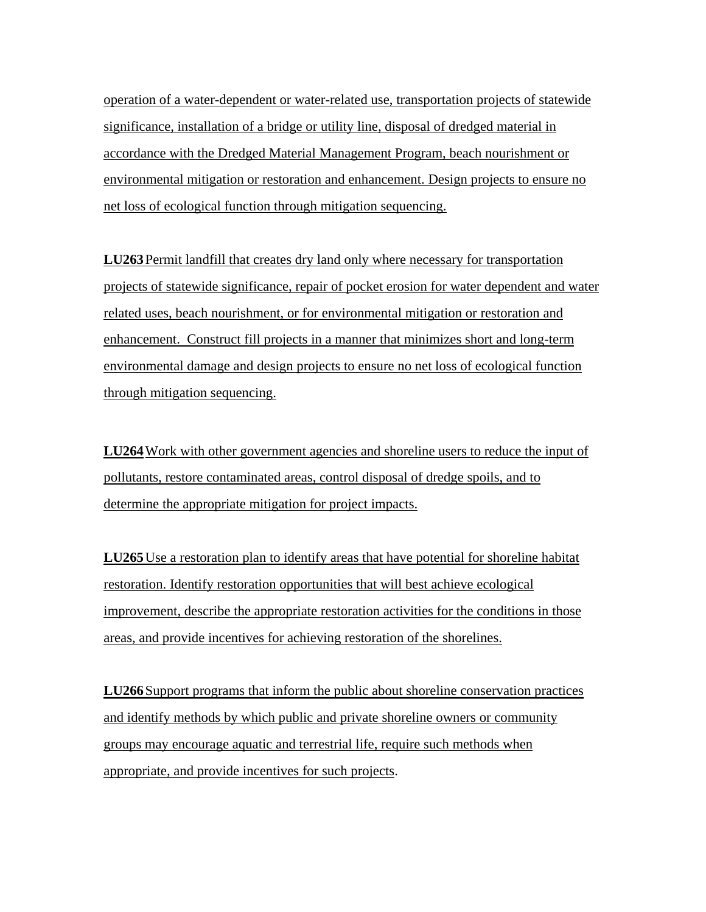operation of a water-dependent or water-related use, transportation projects of statewide significance, installation of a bridge or utility line, disposal of dredged material in accordance with the Dredged Material Management Program, beach nourishment or environmental mitigation or restoration and enhancement. Design projects to ensure no net loss of ecological function through mitigation sequencing.

**LU263** Permit landfill that creates dry land only where necessary for transportation projects of statewide significance, repair of pocket erosion for water dependent and water related uses, beach nourishment, or for environmental mitigation or restoration and enhancement. Construct fill projects in a manner that minimizes short and long-term environmental damage and design projects to ensure no net loss of ecological function through mitigation sequencing.

**LU264** Work with other government agencies and shoreline users to reduce the input of pollutants, restore contaminated areas, control disposal of dredge spoils, and to determine the appropriate mitigation for project impacts.

**LU265** Use a restoration plan to identify areas that have potential for shoreline habitat restoration. Identify restoration opportunities that will best achieve ecological improvement, describe the appropriate restoration activities for the conditions in those areas, and provide incentives for achieving restoration of the shorelines.

**LU266** Support programs that inform the public about shoreline conservation practices and identify methods by which public and private shoreline owners or community groups may encourage aquatic and terrestrial life, require such methods when appropriate, and provide incentives for such projects.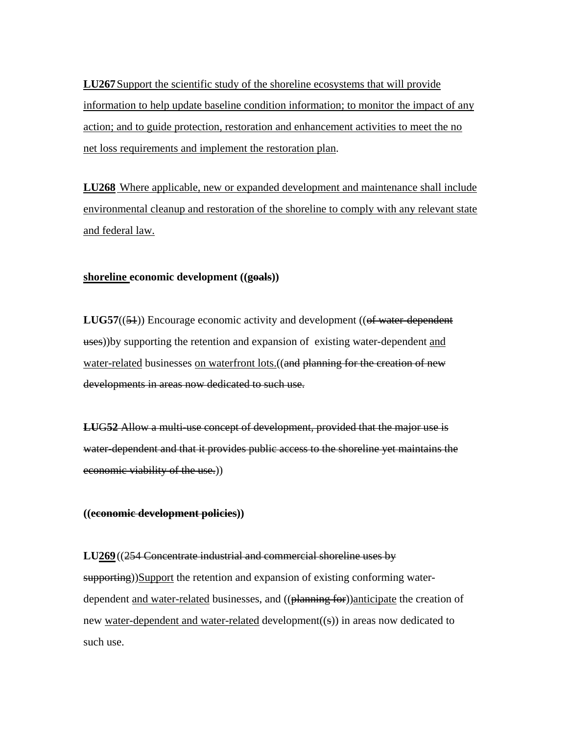**LU267** Support the scientific study of the shoreline ecosystems that will provide information to help update baseline condition information; to monitor the impact of any action; and to guide protection, restoration and enhancement activities to meet the no net loss requirements and implement the restoration plan.

**LU268** Where applicable, new or expanded development and maintenance shall include environmental cleanup and restoration of the shoreline to comply with any relevant state and federal law.

**shoreline economic development ((~~goals~~))**

**LUG57**((~~51~~)) Encourage economic activity and development ((~~of water-dependent uses~~))by supporting the retention and expansion of existing water-dependent and water-related businesses on waterfront lots.((~~and planning for the creation of new developments in areas now dedicated to such use.~~

~~**LUG52** Allow a multi-use concept of development, provided that the major use is water-dependent and that it provides public access to the shoreline yet maintains the economic viability of the use.~~))

**((~~economic development policies~~))**

**LU269**((~~254 Concentrate industrial and commercial shoreline uses by supporting~~))Support the retention and expansion of existing conforming water-dependent and water-related businesses, and ((~~planning for~~))anticipate the creation of new water-dependent and water-related development((~~s~~)) in areas now dedicated to such use.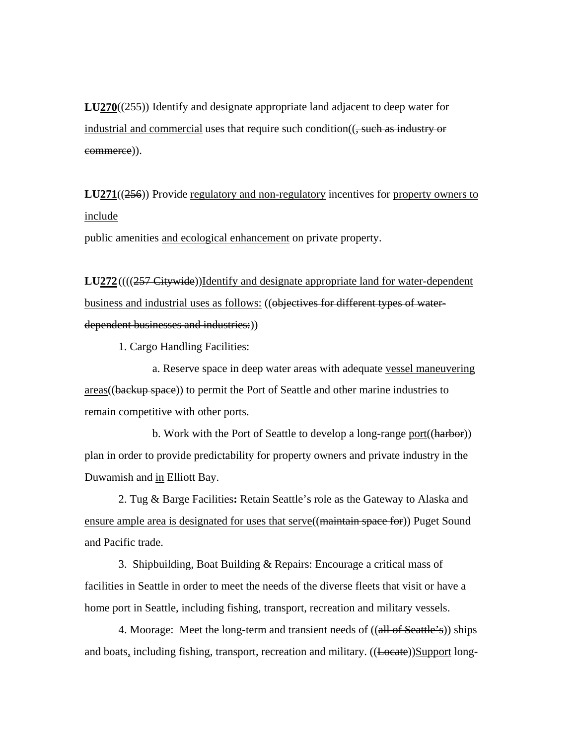**LU<u>270</u>**((~~255~~)) Identify and designate appropriate land adjacent to deep water for <u>industrial and commercial</u> uses that require such condition((~~, such as industry or commerce~~)).

**LU**<u>271</u>((~~256~~)) Provide <u>regulatory and non-regulatory</u> incentives for <u>property owners to include</u> public amenities <u>and ecological enhancement</u> on private property.

**LU<u>272</u>**((((~~257 Citywide~~))<u>Identify and designate appropriate land for water-dependent business and industrial uses as follows:</u> ((~~objectives for different types of water-dependent businesses and industries:~~))

1. Cargo Handling Facilities:

    a. Reserve space in deep water areas with adequate <u>vessel maneuvering areas</u>((~~backup space~~)) to permit the Port of Seattle and other marine industries to remain competitive with other ports.

    b. Work with the Port of Seattle to develop a long-range <u>port</u>((~~harbor~~)) plan in order to provide predictability for property owners and private industry in the Duwamish and <u>in</u> Elliott Bay.

2. Tug & Barge Facilities**:** Retain Seattle's role as the Gateway to Alaska and <u>ensure ample area is designated for uses that serve</u>((~~maintain space for~~)) Puget Sound and Pacific trade.

3. Shipbuilding, Boat Building & Repairs: Encourage a critical mass of facilities in Seattle in order to meet the needs of the diverse fleets that visit or have a home port in Seattle, including fishing, transport, recreation and military vessels.

4. Moorage: Meet the long-term and transient needs of ((~~all of Seattle's~~)) ships and boats<u>,</u> including fishing, transport, recreation and military. ((~~Locate~~))<u>Support</u> long-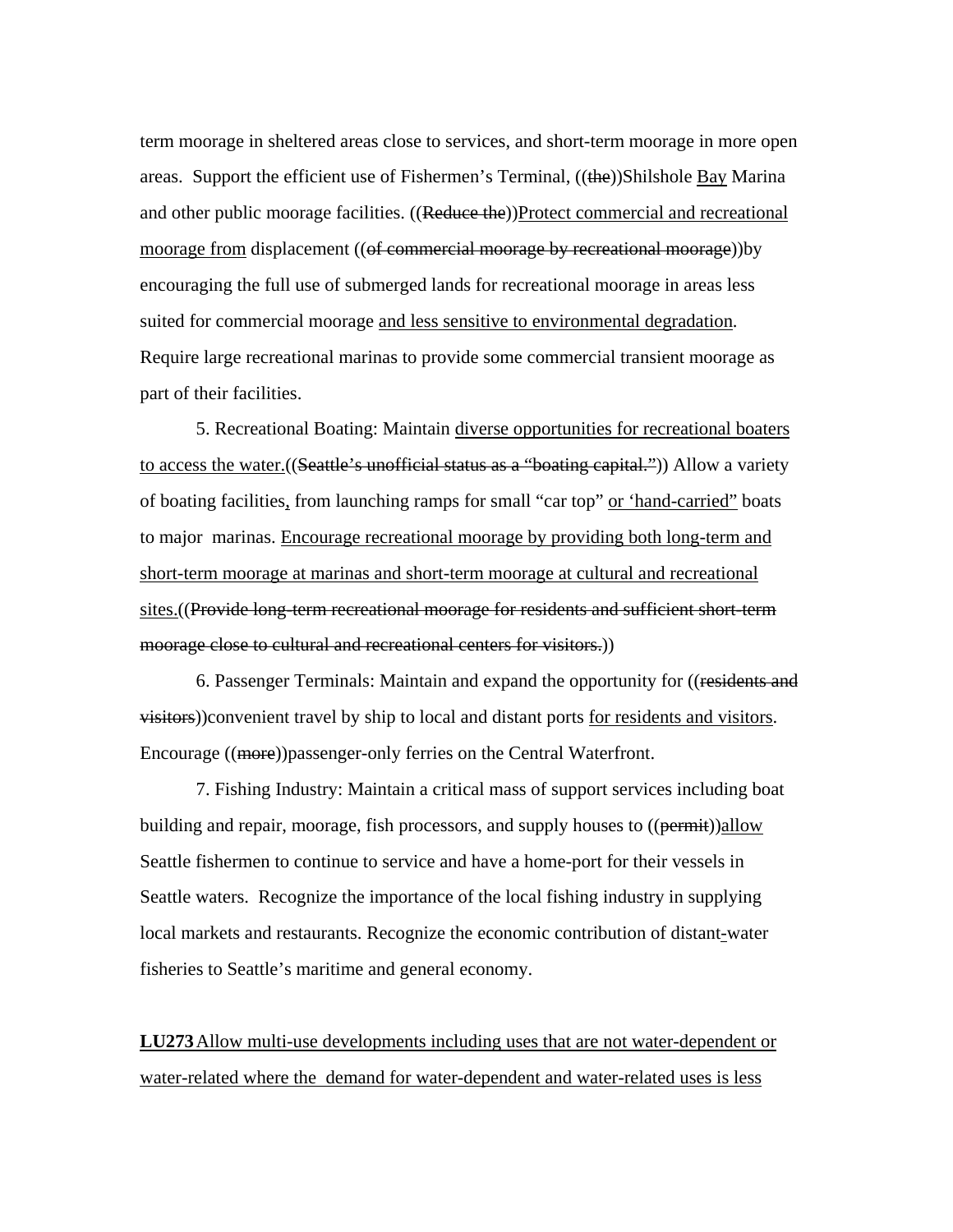term moorage in sheltered areas close to services, and short-term moorage in more open areas. Support the efficient use of Fishermen's Terminal, ((~~the~~))Shilshole <u>Bay</u> Marina and other public moorage facilities. ((~~Reduce the~~))<u>Protect commercial and recreational moorage from</u> displacement ((~~of commercial moorage by recreational moorage~~))by encouraging the full use of submerged lands for recreational moorage in areas less suited for commercial moorage <u>and less sensitive to environmental degradation</u>. Require large recreational marinas to provide some commercial transient moorage as part of their facilities.

5. Recreational Boating: Maintain <u>diverse opportunities for recreational boaters to access the water.</u>((~~Seattle's unofficial status as a "boating capital."~~)) Allow a variety of boating facilities<u>,</u> from launching ramps for small "car top" <u>or 'hand-carried"</u> boats to major marinas. <u>Encourage recreational moorage by providing both long-term and short-term moorage at marinas and short-term moorage at cultural and recreational sites.</u>((~~Provide long-term recreational moorage for residents and sufficient short-term moorage close to cultural and recreational centers for visitors.~~))

6. Passenger Terminals: Maintain and expand the opportunity for ((~~residents and visitors~~))convenient travel by ship to local and distant ports <u>for residents and visitors</u>. Encourage ((~~more~~))passenger-only ferries on the Central Waterfront.

7. Fishing Industry: Maintain a critical mass of support services including boat building and repair, moorage, fish processors, and supply houses to ((~~permit~~))<u>allow</u> Seattle fishermen to continue to service and have a home-port for their vessels in Seattle waters. Recognize the importance of the local fishing industry in supplying local markets and restaurants. Recognize the economic contribution of distant<u>-</u>water fisheries to Seattle's maritime and general economy.

<u>**LU273** Allow multi-use developments including uses that are not water-dependent or water-related where the demand for water-dependent and water-related uses is less</u>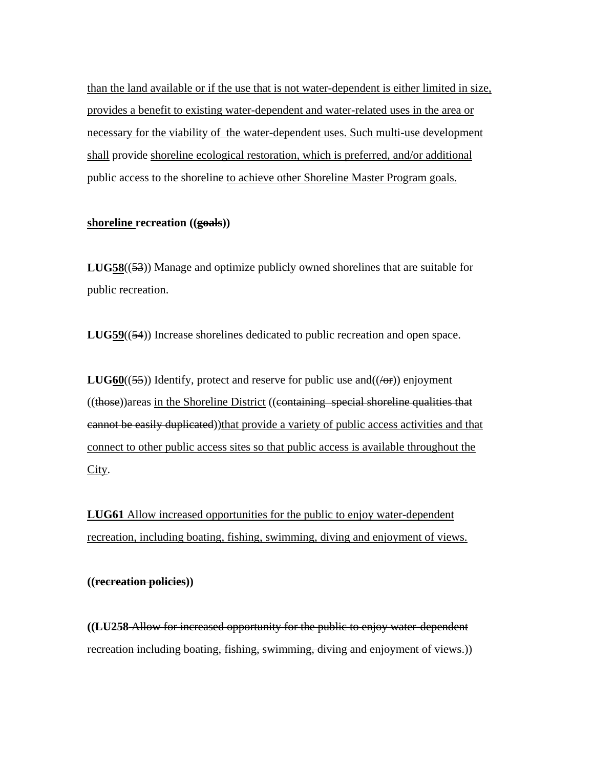than the land available or if the use that is not water-dependent is either limited in size, provides a benefit to existing water-dependent and water-related uses in the area or necessary for the viability of the water-dependent uses. Such multi-use development shall provide shoreline ecological restoration, which is preferred, and/or additional public access to the shoreline to achieve other Shoreline Master Program goals.

**shoreline recreation ((~~goals~~))**

**LUG58**((~~53~~)) Manage and optimize publicly owned shorelines that are suitable for public recreation.

**LUG59**((~~54~~)) Increase shorelines dedicated to public recreation and open space.

**LUG60**((~~55~~)) Identify, protect and reserve for public use and((~~/or~~)) enjoyment ((~~those~~))areas in the Shoreline District ((~~containing special shoreline qualities that cannot be easily duplicated~~))that provide a variety of public access activities and that connect to other public access sites so that public access is available throughout the City.

**LUG61** Allow increased opportunities for the public to enjoy water-dependent recreation, including boating, fishing, swimming, diving and enjoyment of views.

**((~~recreation policies~~))**

((~~**LU258** Allow for increased opportunity for the public to enjoy water-dependent recreation including boating, fishing, swimming, diving and enjoyment of views.~~))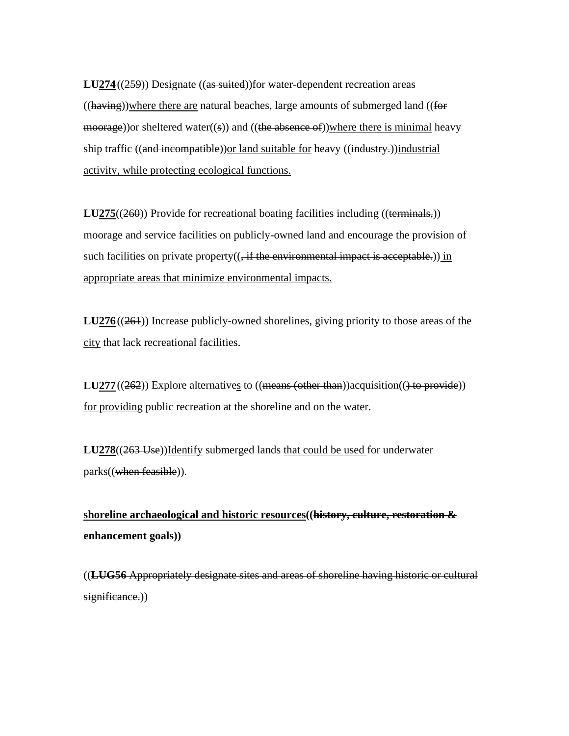**LU274**((259)) Designate ((as suited))for water-dependent recreation areas ((having))where there are natural beaches, large amounts of submerged land ((for moorage))or sheltered water((s)) and ((the absence of))where there is minimal heavy ship traffic ((and incompatible))or land suitable for heavy ((industry.))industrial activity, while protecting ecological functions.

**LU275**((260)) Provide for recreational boating facilities including ((terminals,)) moorage and service facilities on publicly-owned land and encourage the provision of such facilities on private property((, if the environmental impact is acceptable.)) in appropriate areas that minimize environmental impacts.

**LU276**((261)) Increase publicly-owned shorelines, giving priority to those areas of the city that lack recreational facilities.

**LU277**((262)) Explore alternatives to ((means (other than))acquisition(() to provide)) for providing public recreation at the shoreline and on the water.

**LU278**((263 Use))Identify submerged lands that could be used for underwater parks((when feasible)).

**shoreline archaeological and historic resources((history, culture, restoration & enhancement goals))**

((**LUG56** Appropriately designate sites and areas of shoreline having historic or cultural significance.))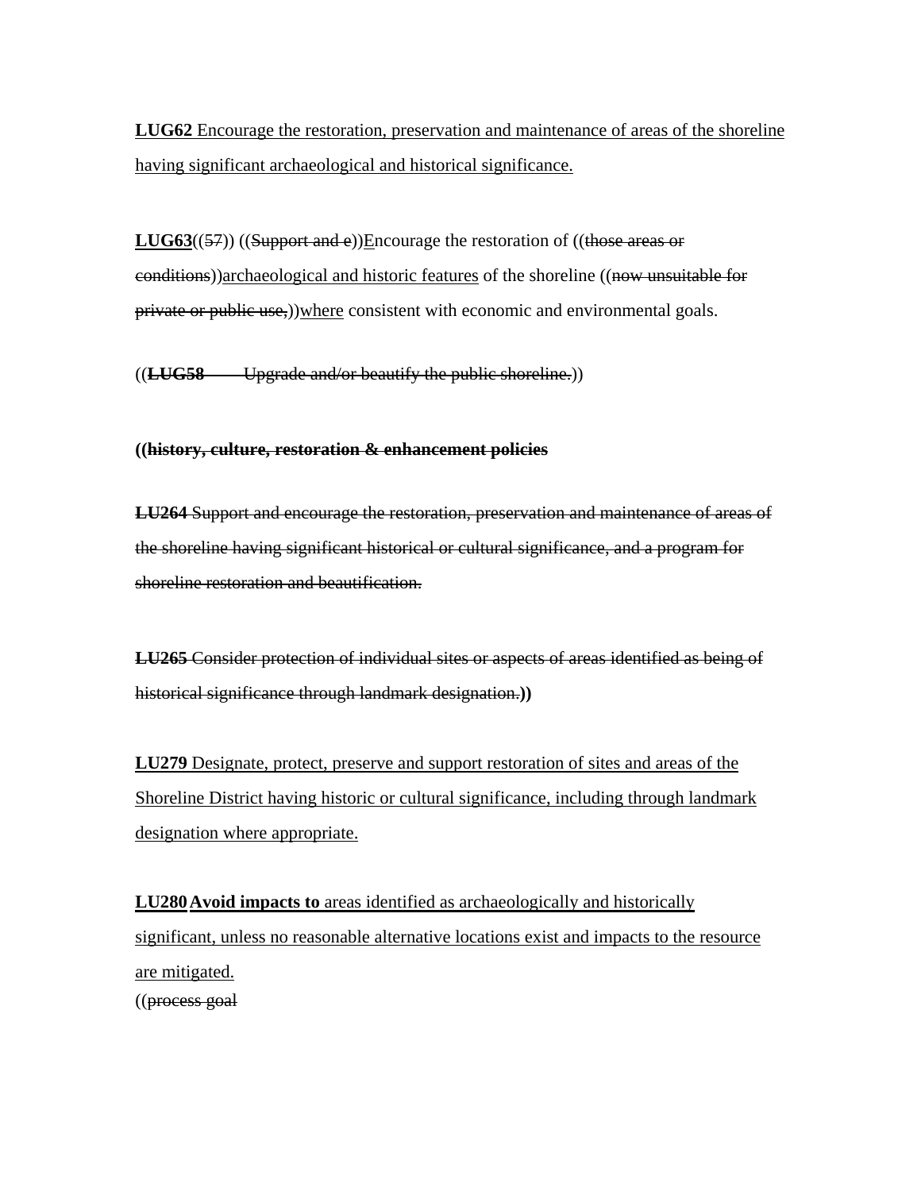**LUG62** Encourage the restoration, preservation and maintenance of areas of the shoreline having significant archaeological and historical significance.

**LUG63**((57)) ((Support and e))Encourage the restoration of ((those areas or conditions))archaeological and historic features of the shoreline ((now unsuitable for private or public use,))where consistent with economic and environmental goals.

((**LUG58** Upgrade and/or beautify the public shoreline.))

**((history, culture, restoration & enhancement policies**

**LU264** Support and encourage the restoration, preservation and maintenance of areas of the shoreline having significant historical or cultural significance, and a program for shoreline restoration and beautification.

**LU265** Consider protection of individual sites or aspects of areas identified as being of historical significance through landmark designation.**))**

**LU279** Designate, protect, preserve and support restoration of sites and areas of the Shoreline District having historic or cultural significance, including through landmark designation where appropriate.

**LU280** **Avoid impacts to** areas identified as archaeologically and historically significant, unless no reasonable alternative locations exist and impacts to the resource are mitigated.

((process goal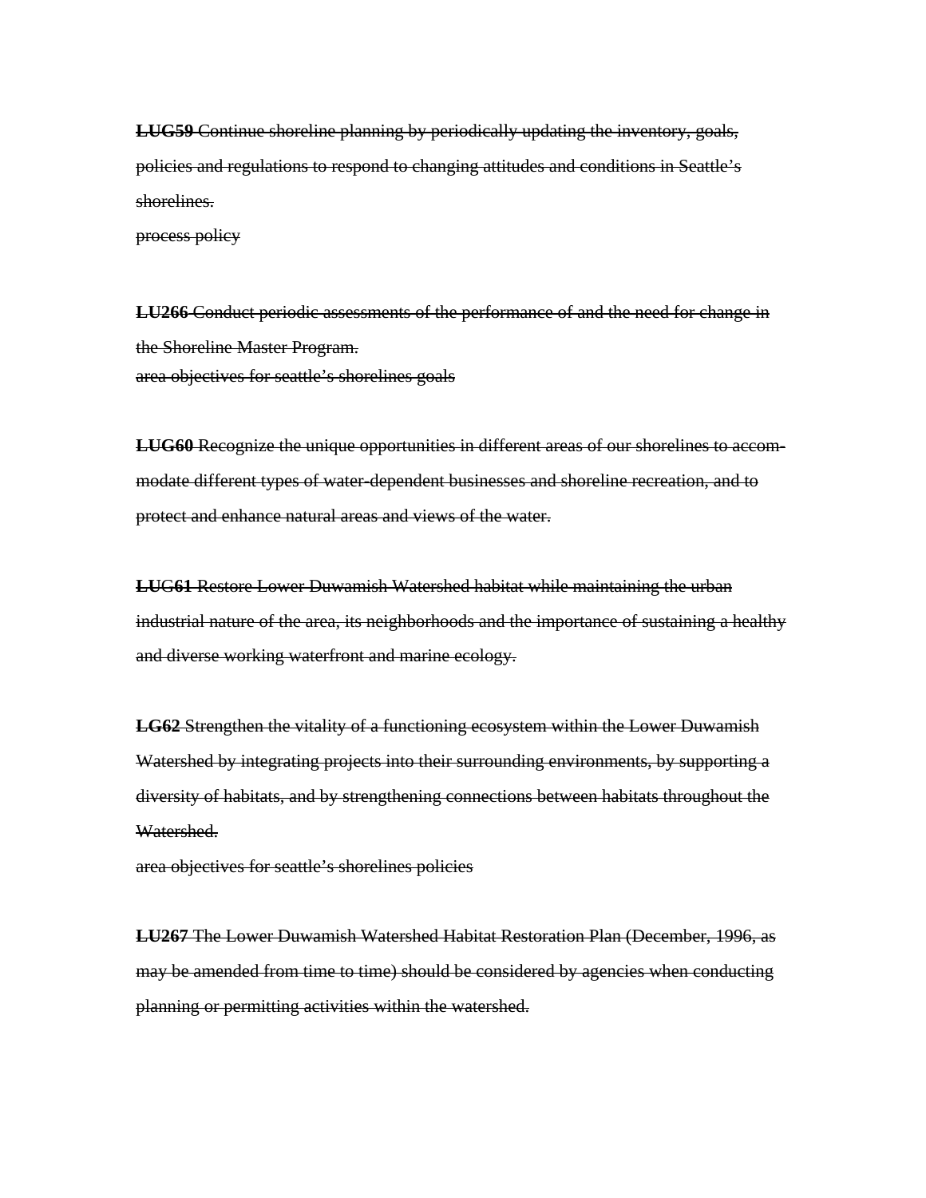~~**LUG59** Continue shoreline planning by periodically updating the inventory, goals, policies and regulations to respond to changing attitudes and conditions in Seattle's shorelines.~~

~~process policy~~

~~**LU266** Conduct periodic assessments of the performance of and the need for change in the Shoreline Master Program.~~

~~area objectives for seattle's shorelines goals~~

~~**LUG60** Recognize the unique opportunities in different areas of our shorelines to accommodate different types of water-dependent businesses and shoreline recreation, and to protect and enhance natural areas and views of the water.~~

~~**LUG61** Restore Lower Duwamish Watershed habitat while maintaining the urban industrial nature of the area, its neighborhoods and the importance of sustaining a healthy and diverse working waterfront and marine ecology.~~

~~**LG62** Strengthen the vitality of a functioning ecosystem within the Lower Duwamish Watershed by integrating projects into their surrounding environments, by supporting a diversity of habitats, and by strengthening connections between habitats throughout the Watershed.~~

~~area objectives for seattle's shorelines policies~~

~~**LU267** The Lower Duwamish Watershed Habitat Restoration Plan (December, 1996, as may be amended from time to time) should be considered by agencies when conducting planning or permitting activities within the watershed.~~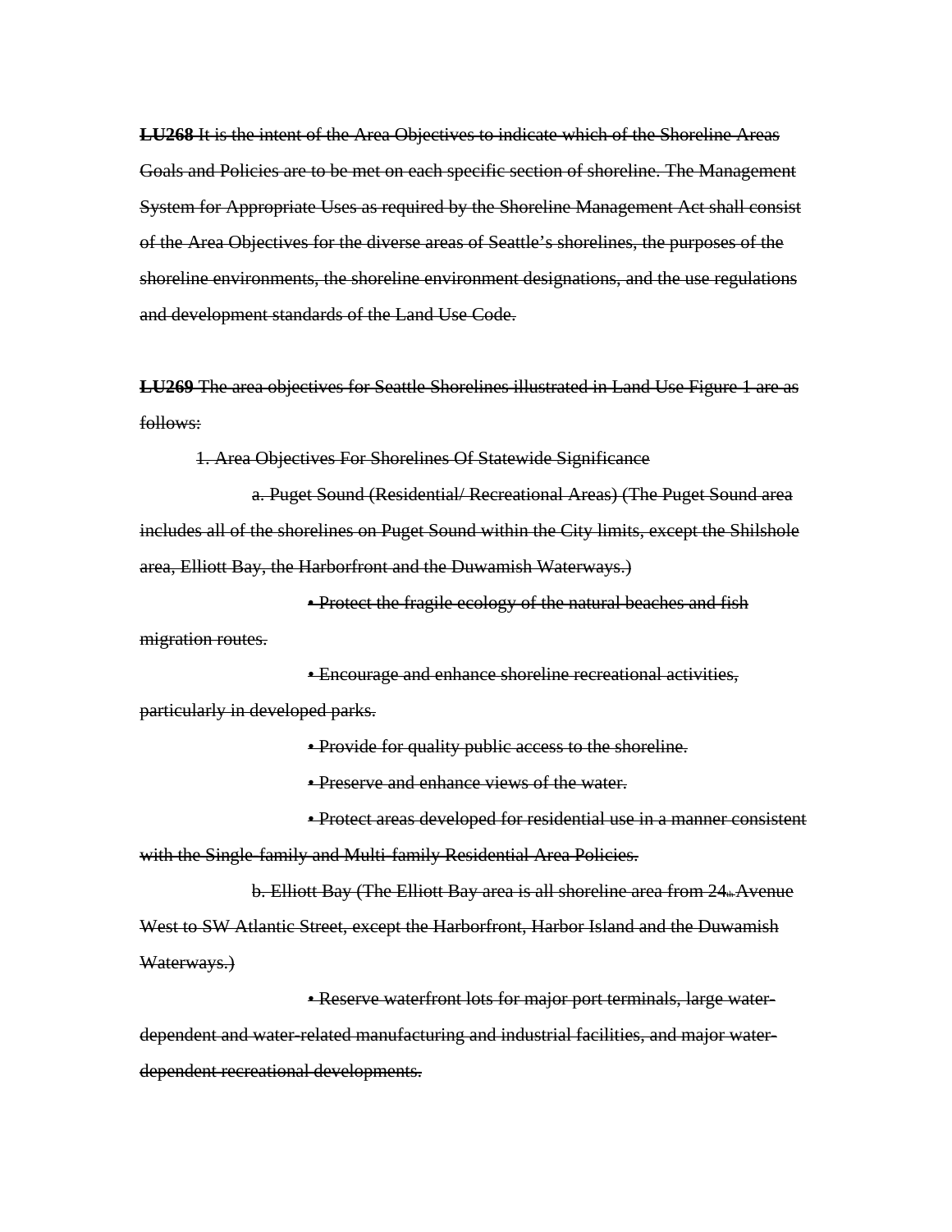~~**LU268** It is the intent of the Area Objectives to indicate which of the Shoreline Areas Goals and Policies are to be met on each specific section of shoreline. The Management System for Appropriate Uses as required by the Shoreline Management Act shall consist of the Area Objectives for the diverse areas of Seattle's shorelines, the purposes of the shoreline environments, the shoreline environment designations, and the use regulations and development standards of the Land Use Code.~~

~~**LU269** The area objectives for Seattle Shorelines illustrated in Land Use Figure 1 are as follows:~~

~~1. Area Objectives For Shorelines Of Statewide Significance~~

~~a. Puget Sound (Residential/ Recreational Areas) (The Puget Sound area includes all of the shorelines on Puget Sound within the City limits, except the Shilshole area, Elliott Bay, the Harborfront and the Duwamish Waterways.)~~

- ~~Protect the fragile ecology of the natural beaches and fish migration routes.~~
- ~~Encourage and enhance shoreline recreational activities, particularly in developed parks.~~
- ~~Provide for quality public access to the shoreline.~~
- ~~Preserve and enhance views of the water.~~
- ~~Protect areas developed for residential use in a manner consistent with the Single-family and Multi-family Residential Area Policies.~~

~~b. Elliott Bay (The Elliott Bay area is all shoreline area from 24th Avenue West to SW Atlantic Street, except the Harborfront, Harbor Island and the Duwamish Waterways.)~~

- ~~Reserve waterfront lots for major port terminals, large water-dependent and water-related manufacturing and industrial facilities, and major water-dependent recreational developments.~~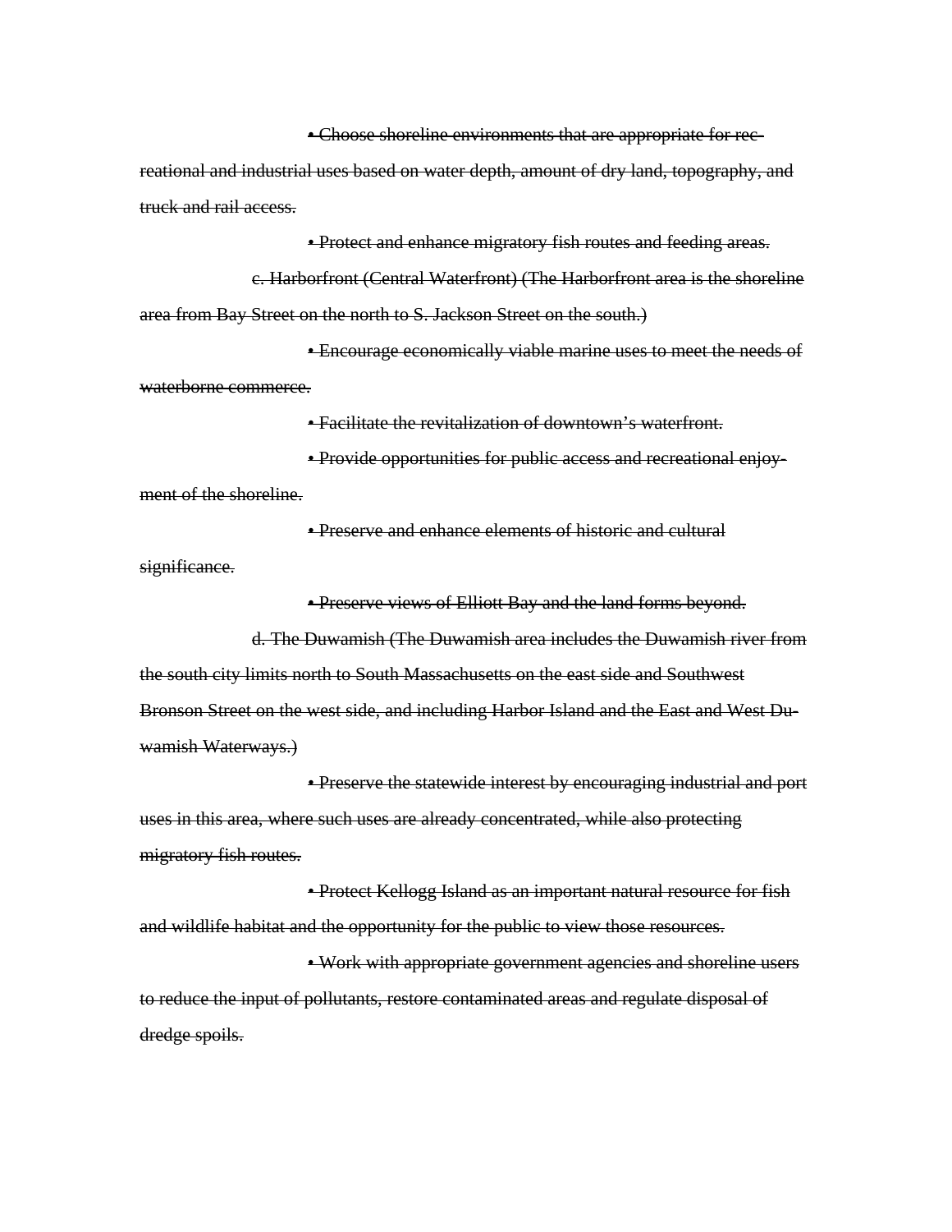~~• Choose shoreline environments that are appropriate for recreational and industrial uses based on water depth, amount of dry land, topography, and truck and rail access.~~

~~• Protect and enhance migratory fish routes and feeding areas.~~

~~c. Harborfront (Central Waterfront) (The Harborfront area is the shoreline area from Bay Street on the north to S. Jackson Street on the south.)~~

~~• Encourage economically viable marine uses to meet the needs of waterborne commerce.~~

~~• Facilitate the revitalization of downtown's waterfront.~~

~~• Provide opportunities for public access and recreational enjoyment of the shoreline.~~

~~• Preserve and enhance elements of historic and cultural significance.~~

~~• Preserve views of Elliott Bay and the land forms beyond.~~

~~d. The Duwamish (The Duwamish area includes the Duwamish river from the south city limits north to South Massachusetts on the east side and Southwest Bronson Street on the west side, and including Harbor Island and the East and West Duwamish Waterways.)~~

~~• Preserve the statewide interest by encouraging industrial and port uses in this area, where such uses are already concentrated, while also protecting migratory fish routes.~~

~~• Protect Kellogg Island as an important natural resource for fish and wildlife habitat and the opportunity for the public to view those resources.~~

~~• Work with appropriate government agencies and shoreline users to reduce the input of pollutants, restore contaminated areas and regulate disposal of dredge spoils.~~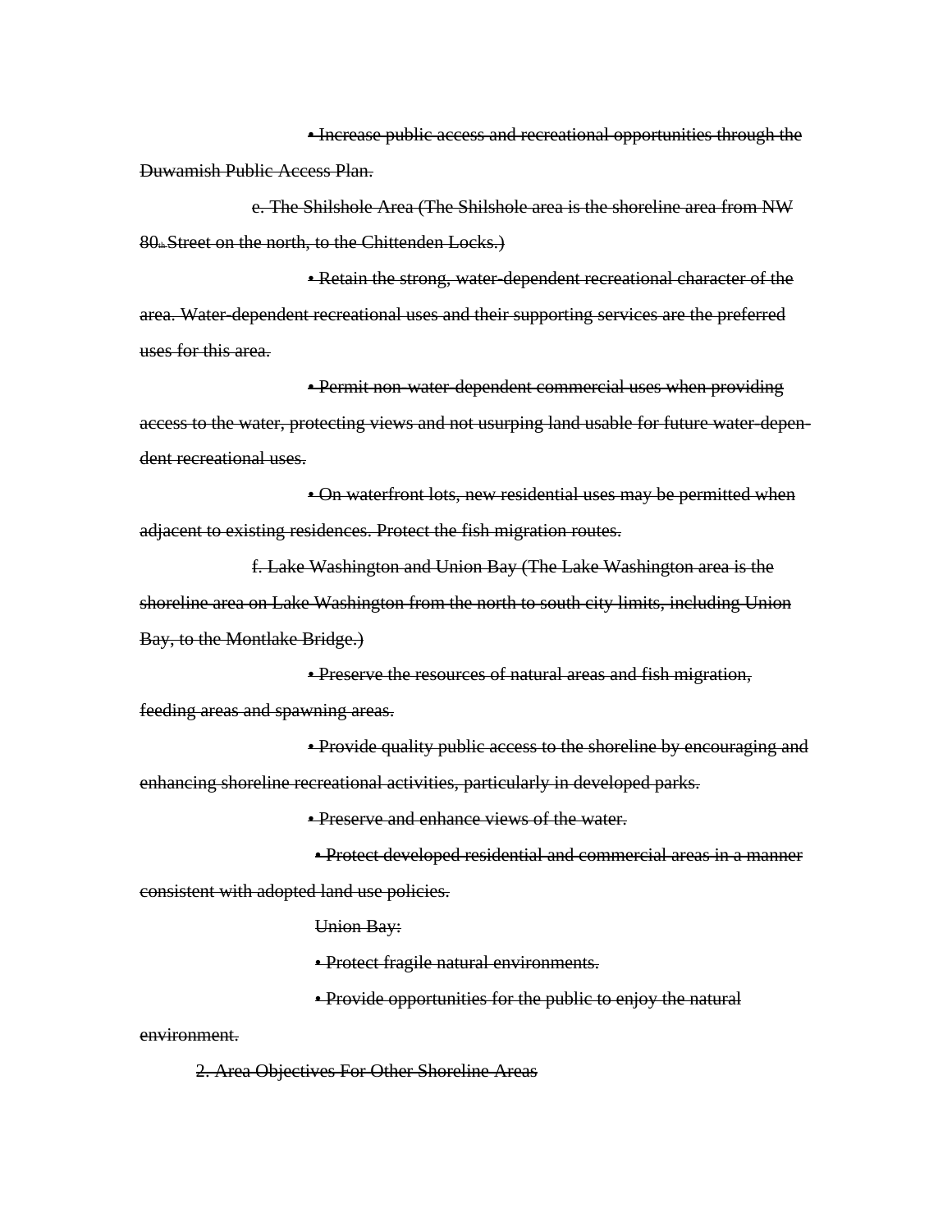~~• Increase public access and recreational opportunities through the Duwamish Public Access Plan.~~

~~e. The Shilshole Area (The Shilshole area is the shoreline area from NW 80th Street on the north, to the Chittenden Locks.)~~

~~• Retain the strong, water-dependent recreational character of the area. Water-dependent recreational uses and their supporting services are the preferred uses for this area.~~

~~• Permit non-water-dependent commercial uses when providing access to the water, protecting views and not usurping land usable for future water-dependent recreational uses.~~

~~• On waterfront lots, new residential uses may be permitted when adjacent to existing residences. Protect the fish migration routes.~~

~~f. Lake Washington and Union Bay (The Lake Washington area is the shoreline area on Lake Washington from the north to south city limits, including Union Bay, to the Montlake Bridge.)~~

~~• Preserve the resources of natural areas and fish migration, feeding areas and spawning areas.~~

~~• Provide quality public access to the shoreline by encouraging and enhancing shoreline recreational activities, particularly in developed parks.~~

~~• Preserve and enhance views of the water.~~

~~• Protect developed residential and commercial areas in a manner consistent with adopted land use policies.~~

~~Union Bay:~~

~~• Protect fragile natural environments.~~

~~• Provide opportunities for the public to enjoy the natural environment.~~

~~2. Area Objectives For Other Shoreline Areas~~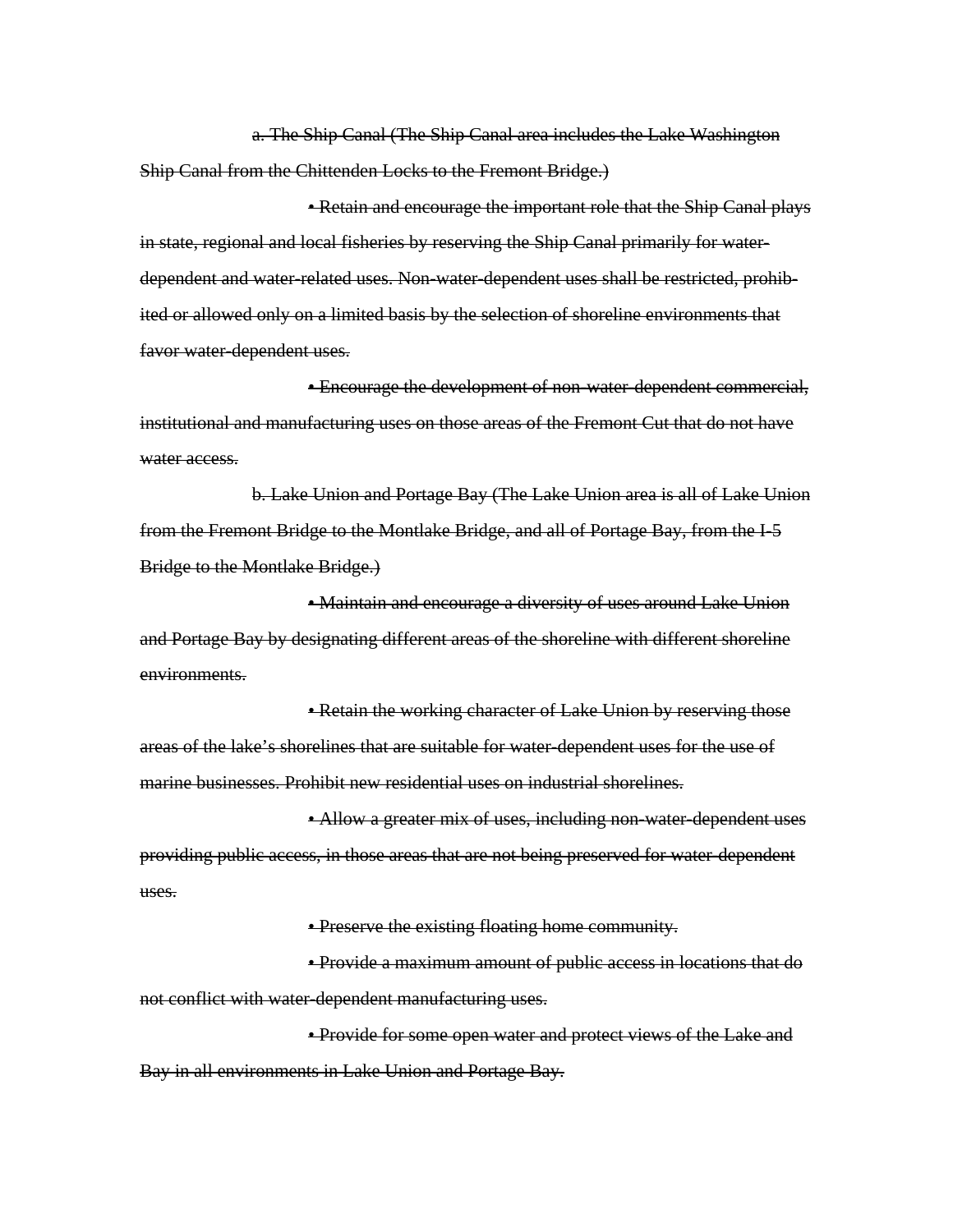~~a. The Ship Canal (The Ship Canal area includes the Lake Washington Ship Canal from the Chittenden Locks to the Fremont Bridge.)~~

~~• Retain and encourage the important role that the Ship Canal plays in state, regional and local fisheries by reserving the Ship Canal primarily for water-dependent and water-related uses. Non-water-dependent uses shall be restricted, prohibited or allowed only on a limited basis by the selection of shoreline environments that favor water-dependent uses.~~

~~• Encourage the development of non-water-dependent commercial, institutional and manufacturing uses on those areas of the Fremont Cut that do not have water access.~~

~~b. Lake Union and Portage Bay (The Lake Union area is all of Lake Union from the Fremont Bridge to the Montlake Bridge, and all of Portage Bay, from the I-5 Bridge to the Montlake Bridge.)~~

~~• Maintain and encourage a diversity of uses around Lake Union and Portage Bay by designating different areas of the shoreline with different shoreline environments.~~

~~• Retain the working character of Lake Union by reserving those areas of the lake's shorelines that are suitable for water-dependent uses for the use of marine businesses. Prohibit new residential uses on industrial shorelines.~~

~~• Allow a greater mix of uses, including non-water-dependent uses providing public access, in those areas that are not being preserved for water-dependent uses.~~

~~• Preserve the existing floating home community.~~

~~• Provide a maximum amount of public access in locations that do not conflict with water-dependent manufacturing uses.~~

~~• Provide for some open water and protect views of the Lake and Bay in all environments in Lake Union and Portage Bay.~~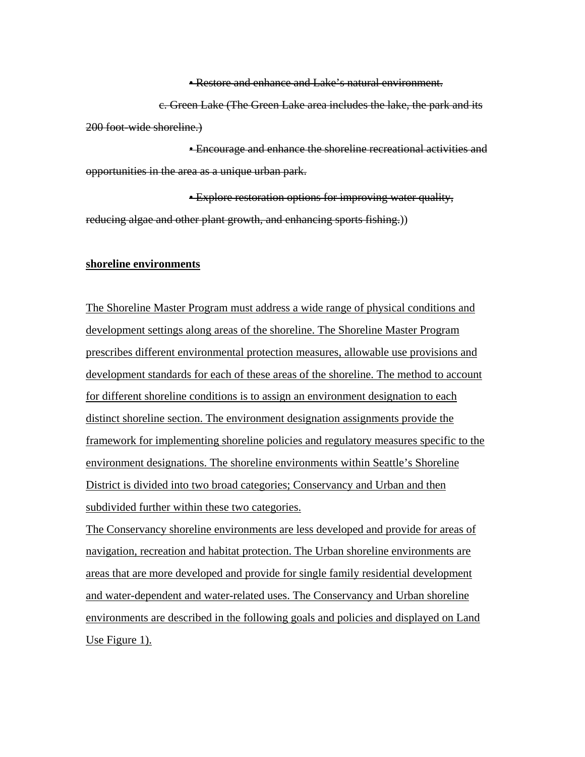~~• Restore and enhance and Lake's natural environment.~~

~~c. Green Lake (The Green Lake area includes the lake, the park and its 200 foot-wide shoreline.)~~

~~• Encourage and enhance the shoreline recreational activities and opportunities in the area as a unique urban park.~~

~~• Explore restoration options for improving water quality, reducing algae and other plant growth, and enhancing sports fishing.~~))

<u>**shoreline environments**</u>

<u>The Shoreline Master Program must address a wide range of physical conditions and development settings along areas of the shoreline. The Shoreline Master Program prescribes different environmental protection measures, allowable use provisions and development standards for each of these areas of the shoreline. The method to account for different shoreline conditions is to assign an environment designation to each distinct shoreline section. The environment designation assignments provide the framework for implementing shoreline policies and regulatory measures specific to the environment designations. The shoreline environments within Seattle's Shoreline District is divided into two broad categories; Conservancy and Urban and then subdivided further within these two categories.</u>

<u>The Conservancy shoreline environments are less developed and provide for areas of navigation, recreation and habitat protection. The Urban shoreline environments are areas that are more developed and provide for single family residential development and water-dependent and water-related uses. The Conservancy and Urban shoreline environments are described in the following goals and policies and displayed on Land Use Figure 1).</u>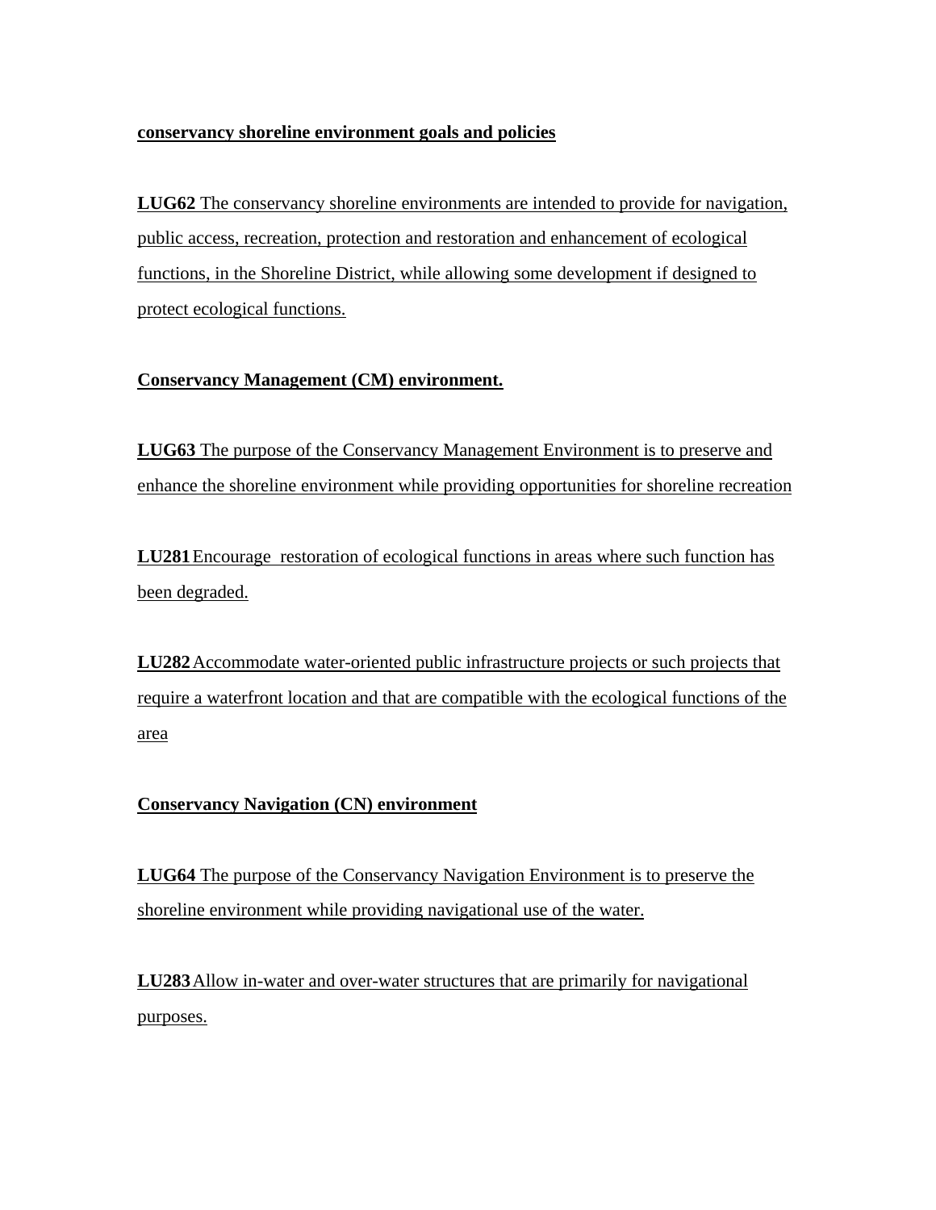**conservancy shoreline environment goals and policies**

**LUG62** The conservancy shoreline environments are intended to provide for navigation, public access, recreation, protection and restoration and enhancement of ecological functions, in the Shoreline District, while allowing some development if designed to protect ecological functions.

**Conservancy Management (CM) environment.**

**LUG63** The purpose of the Conservancy Management Environment is to preserve and enhance the shoreline environment while providing opportunities for shoreline recreation

**LU281** Encourage restoration of ecological functions in areas where such function has been degraded.

**LU282** Accommodate water-oriented public infrastructure projects or such projects that require a waterfront location and that are compatible with the ecological functions of the area

**Conservancy Navigation (CN) environment**

**LUG64** The purpose of the Conservancy Navigation Environment is to preserve the shoreline environment while providing navigational use of the water.

**LU283** Allow in-water and over-water structures that are primarily for navigational purposes.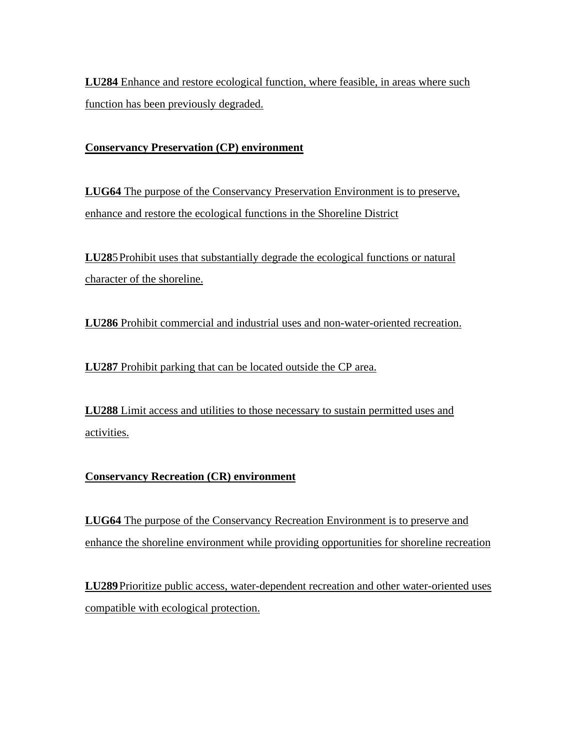**LU284** Enhance and restore ecological function, where feasible, in areas where such function has been previously degraded.

**Conservancy Preservation (CP) environment**

**LUG64** The purpose of the Conservancy Preservation Environment is to preserve, enhance and restore the ecological functions in the Shoreline District

**LU285** Prohibit uses that substantially degrade the ecological functions or natural character of the shoreline.

**LU286** Prohibit commercial and industrial uses and non-water-oriented recreation.

**LU287** Prohibit parking that can be located outside the CP area.

**LU288** Limit access and utilities to those necessary to sustain permitted uses and activities.

**Conservancy Recreation (CR) environment**

**LUG64** The purpose of the Conservancy Recreation Environment is to preserve and enhance the shoreline environment while providing opportunities for shoreline recreation

**LU289** Prioritize public access, water-dependent recreation and other water-oriented uses compatible with ecological protection.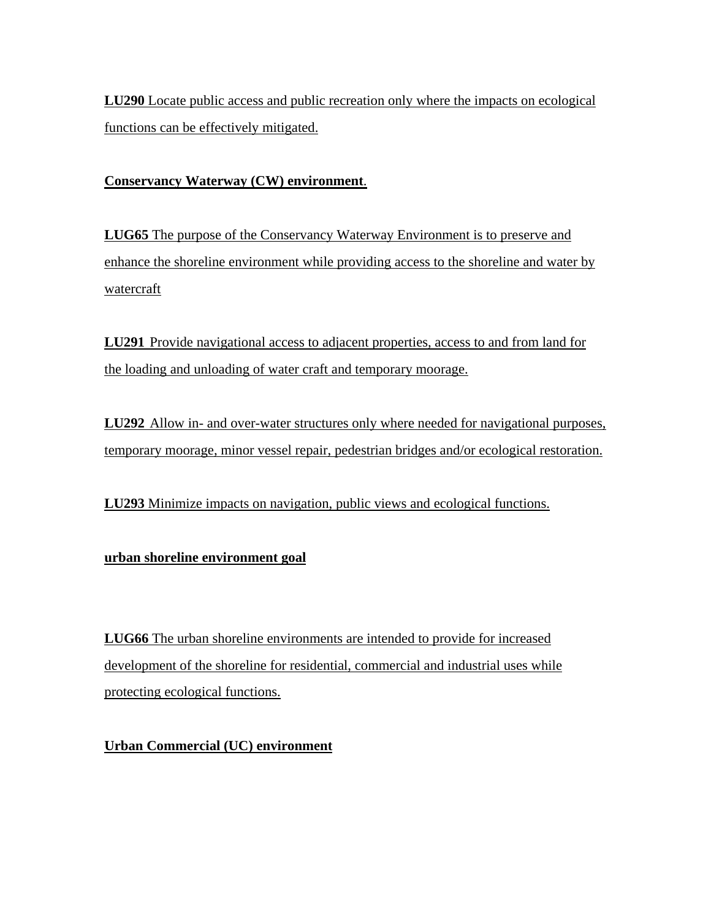**LU290** Locate public access and public recreation only where the impacts on ecological functions can be effectively mitigated.

**Conservancy Waterway (CW) environment**.

**LUG65** The purpose of the Conservancy Waterway Environment is to preserve and enhance the shoreline environment while providing access to the shoreline and water by watercraft

**LU291** Provide navigational access to adjacent properties, access to and from land for the loading and unloading of water craft and temporary moorage.

**LU292** Allow in- and over-water structures only where needed for navigational purposes, temporary moorage, minor vessel repair, pedestrian bridges and/or ecological restoration.

**LU293** Minimize impacts on navigation, public views and ecological functions.

**urban shoreline environment goal**

**LUG66** The urban shoreline environments are intended to provide for increased development of the shoreline for residential, commercial and industrial uses while protecting ecological functions.

**Urban Commercial (UC) environment**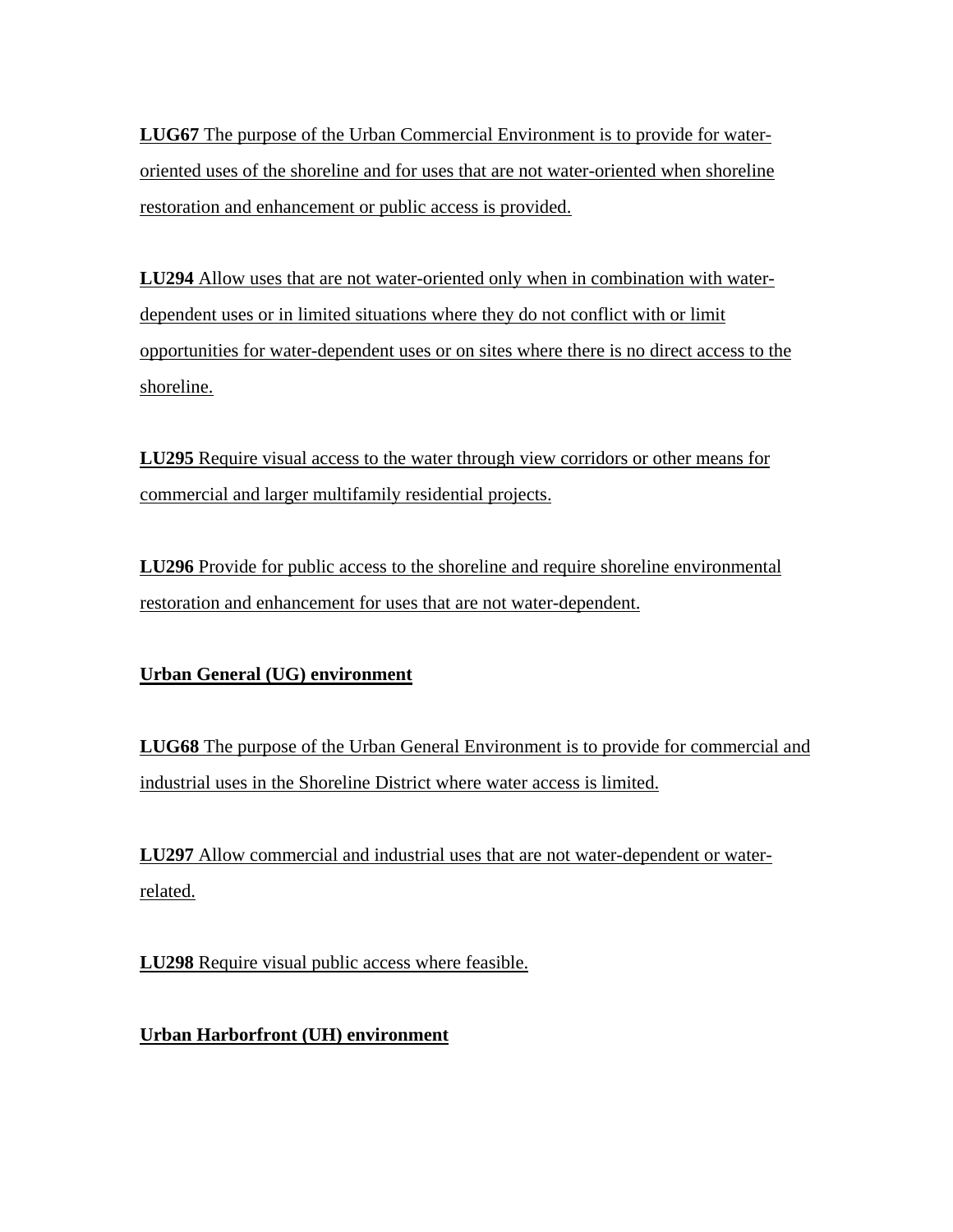**LUG67** The purpose of the Urban Commercial Environment is to provide for water-oriented uses of the shoreline and for uses that are not water-oriented when shoreline restoration and enhancement or public access is provided.

**LU294** Allow uses that are not water-oriented only when in combination with water-dependent uses or in limited situations where they do not conflict with or limit opportunities for water-dependent uses or on sites where there is no direct access to the shoreline.

**LU295** Require visual access to the water through view corridors or other means for commercial and larger multifamily residential projects.

**LU296** Provide for public access to the shoreline and require shoreline environmental restoration and enhancement for uses that are not water-dependent.

**Urban General (UG) environment**

**LUG68** The purpose of the Urban General Environment is to provide for commercial and industrial uses in the Shoreline District where water access is limited.

**LU297** Allow commercial and industrial uses that are not water-dependent or water-related.

**LU298** Require visual public access where feasible.

**Urban Harborfront (UH) environment**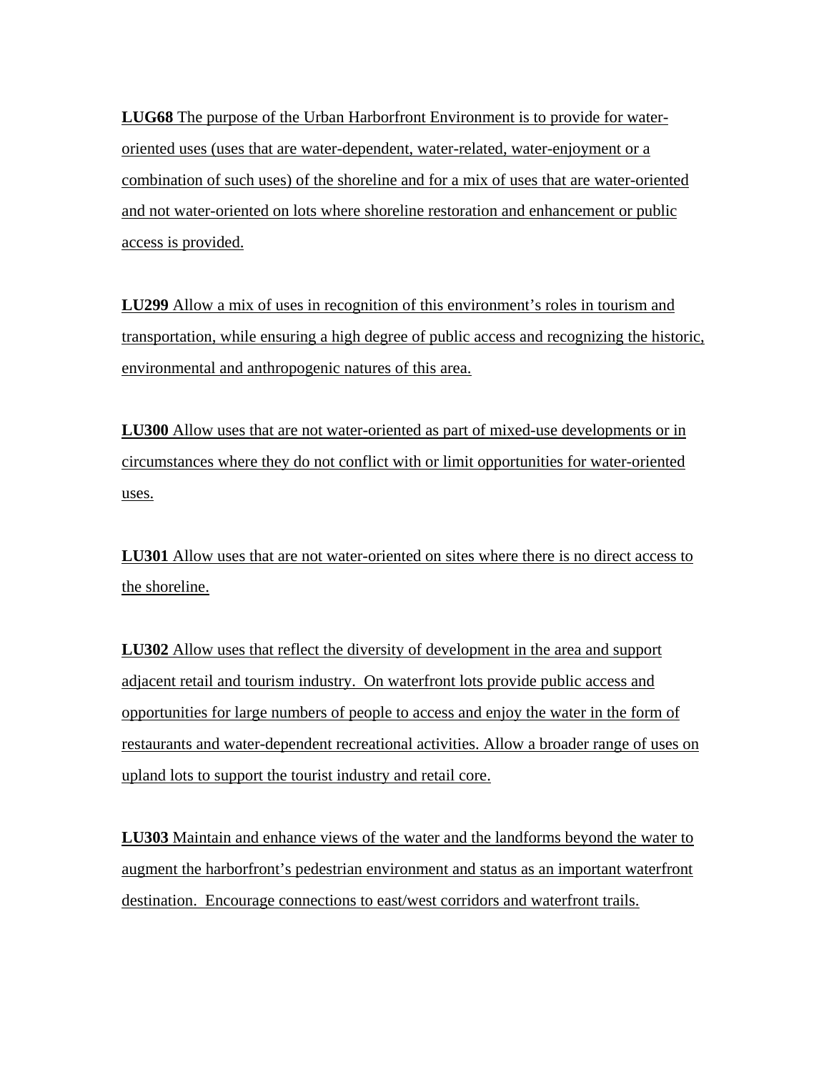**LUG68** The purpose of the Urban Harborfront Environment is to provide for water-oriented uses (uses that are water-dependent, water-related, water-enjoyment or a combination of such uses) of the shoreline and for a mix of uses that are water-oriented and not water-oriented on lots where shoreline restoration and enhancement or public access is provided.

**LU299** Allow a mix of uses in recognition of this environment's roles in tourism and transportation, while ensuring a high degree of public access and recognizing the historic, environmental and anthropogenic natures of this area.

**LU300** Allow uses that are not water-oriented as part of mixed-use developments or in circumstances where they do not conflict with or limit opportunities for water-oriented uses.

**LU301** Allow uses that are not water-oriented on sites where there is no direct access to the shoreline.

**LU302** Allow uses that reflect the diversity of development in the area and support adjacent retail and tourism industry. On waterfront lots provide public access and opportunities for large numbers of people to access and enjoy the water in the form of restaurants and water-dependent recreational activities. Allow a broader range of uses on upland lots to support the tourist industry and retail core.

**LU303** Maintain and enhance views of the water and the landforms beyond the water to augment the harborfront's pedestrian environment and status as an important waterfront destination. Encourage connections to east/west corridors and waterfront trails.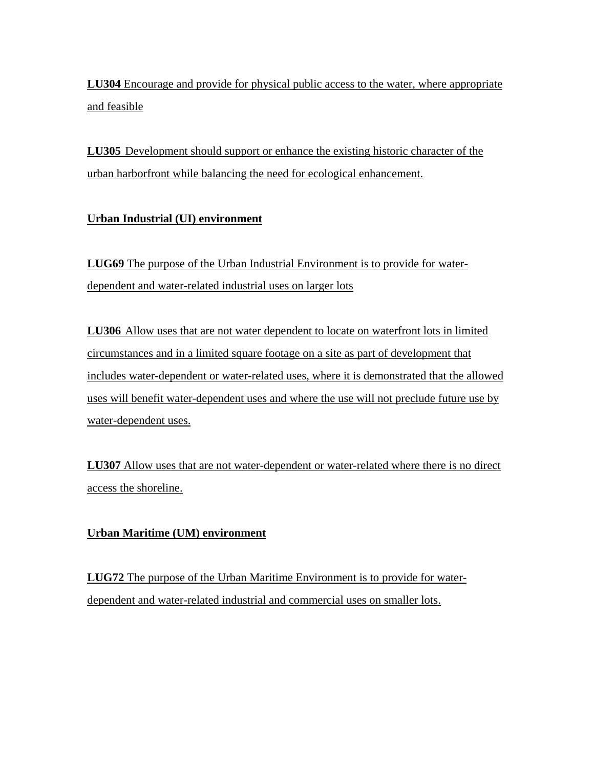**LU304** Encourage and provide for physical public access to the water, where appropriate and feasible

**LU305** Development should support or enhance the existing historic character of the urban harborfront while balancing the need for ecological enhancement.

**Urban Industrial (UI) environment**

**LUG69** The purpose of the Urban Industrial Environment is to provide for water-dependent and water-related industrial uses on larger lots

**LU306** Allow uses that are not water dependent to locate on waterfront lots in limited circumstances and in a limited square footage on a site as part of development that includes water-dependent or water-related uses, where it is demonstrated that the allowed uses will benefit water-dependent uses and where the use will not preclude future use by water-dependent uses.

**LU307** Allow uses that are not water-dependent or water-related where there is no direct access the shoreline.

**Urban Maritime (UM) environment**

**LUG72** The purpose of the Urban Maritime Environment is to provide for water-dependent and water-related industrial and commercial uses on smaller lots.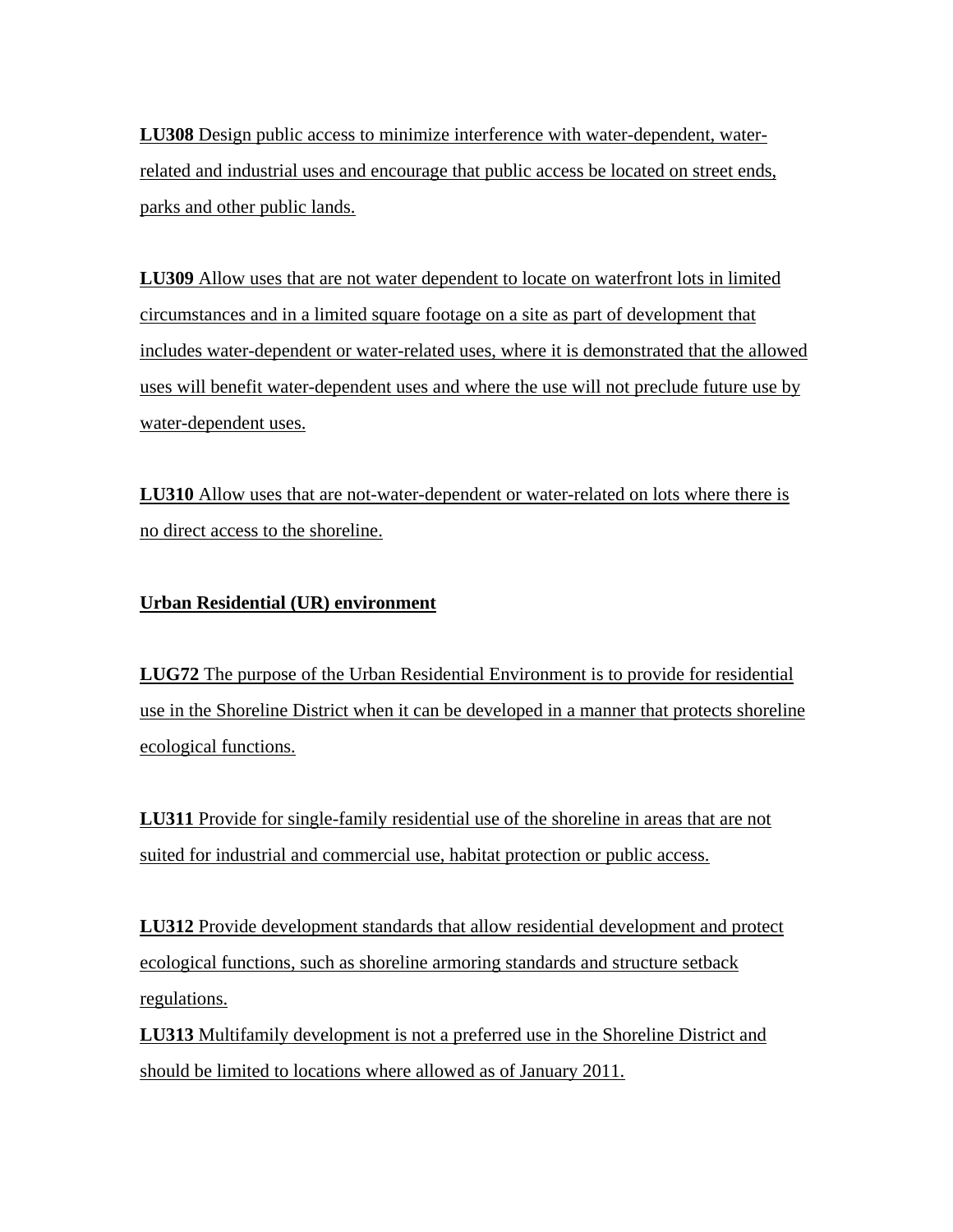**LU308** Design public access to minimize interference with water-dependent, water-related and industrial uses and encourage that public access be located on street ends, parks and other public lands.

**LU309** Allow uses that are not water dependent to locate on waterfront lots in limited circumstances and in a limited square footage on a site as part of development that includes water-dependent or water-related uses, where it is demonstrated that the allowed uses will benefit water-dependent uses and where the use will not preclude future use by water-dependent uses.

**LU310** Allow uses that are not-water-dependent or water-related on lots where there is no direct access to the shoreline.

**Urban Residential (UR) environment**

**LUG72** The purpose of the Urban Residential Environment is to provide for residential use in the Shoreline District when it can be developed in a manner that protects shoreline ecological functions.

**LU311** Provide for single-family residential use of the shoreline in areas that are not suited for industrial and commercial use, habitat protection or public access.

**LU312** Provide development standards that allow residential development and protect ecological functions, such as shoreline armoring standards and structure setback regulations.

**LU313** Multifamily development is not a preferred use in the Shoreline District and should be limited to locations where allowed as of January 2011.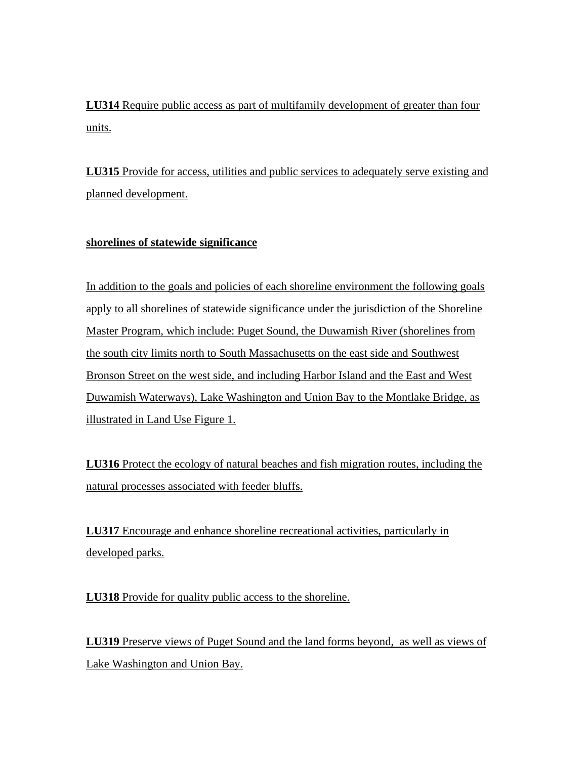**LU314** Require public access as part of multifamily development of greater than four units.

**LU315** Provide for access, utilities and public services to adequately serve existing and planned development.

**shorelines of statewide significance**

In addition to the goals and policies of each shoreline environment the following goals apply to all shorelines of statewide significance under the jurisdiction of the Shoreline Master Program, which include: Puget Sound, the Duwamish River (shorelines from the south city limits north to South Massachusetts on the east side and Southwest Bronson Street on the west side, and including Harbor Island and the East and West Duwamish Waterways), Lake Washington and Union Bay to the Montlake Bridge, as illustrated in Land Use Figure 1.

**LU316** Protect the ecology of natural beaches and fish migration routes, including the natural processes associated with feeder bluffs.

**LU317** Encourage and enhance shoreline recreational activities, particularly in developed parks.

**LU318** Provide for quality public access to the shoreline.

**LU319** Preserve views of Puget Sound and the land forms beyond, as well as views of Lake Washington and Union Bay.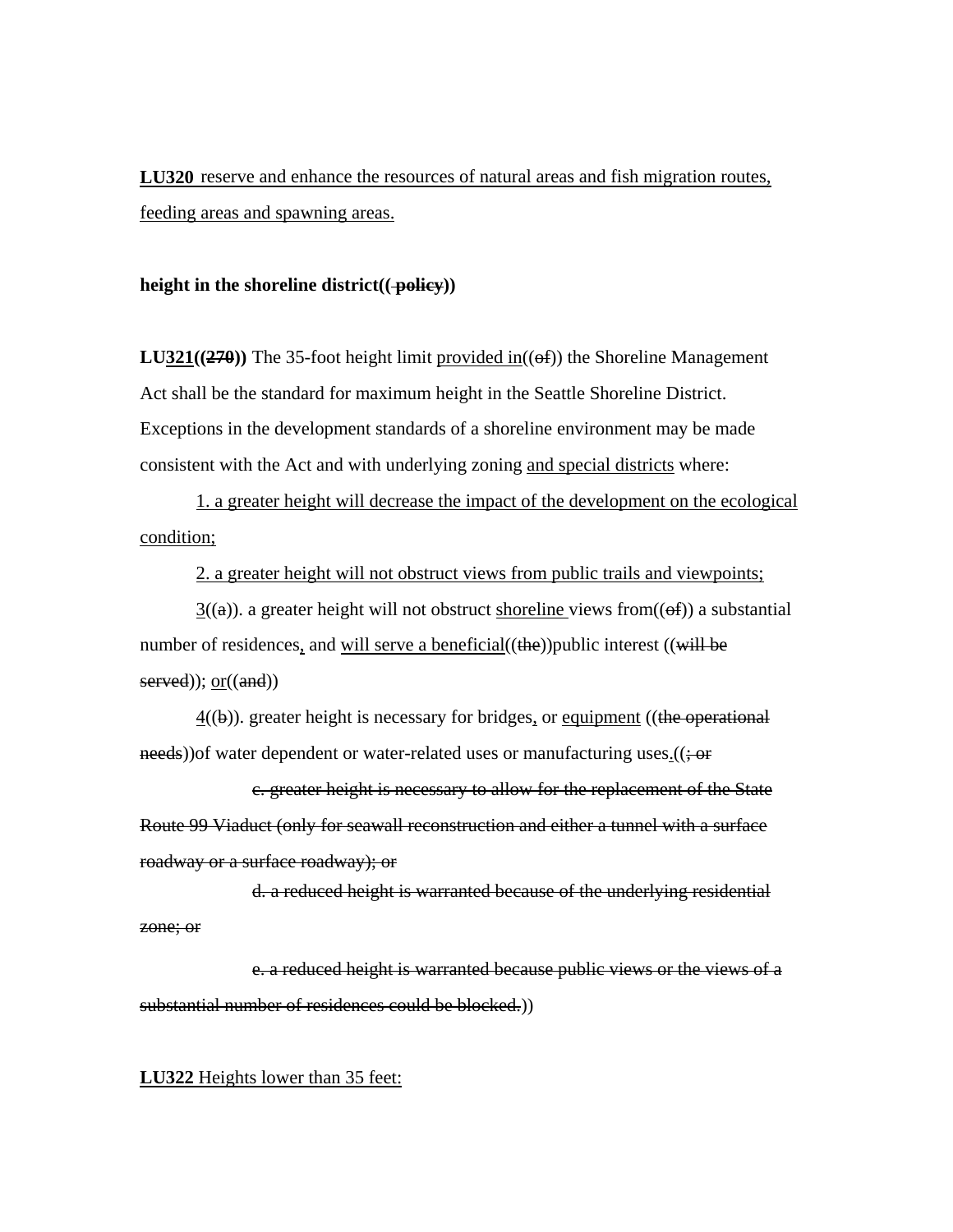**LU320** reserve and enhance the resources of natural areas and fish migration routes, feeding areas and spawning areas.

**height in the shoreline district(( policy))**

**LU321((270))** The 35-foot height limit provided in((of)) the Shoreline Management Act shall be the standard for maximum height in the Seattle Shoreline District. Exceptions in the development standards of a shoreline environment may be made consistent with the Act and with underlying zoning and special districts where:

1. a greater height will decrease the impact of the development on the ecological condition;

2. a greater height will not obstruct views from public trails and viewpoints;

3((a)). a greater height will not obstruct shoreline views from((of)) a substantial number of residences, and will serve a beneficial((the))public interest ((will be served)); or((and))

4((b)). greater height is necessary for bridges, or equipment ((the operational needs))of water dependent or water-related uses or manufacturing uses.((; or

c. greater height is necessary to allow for the replacement of the State Route 99 Viaduct (only for seawall reconstruction and either a tunnel with a surface roadway or a surface roadway); or

d. a reduced height is warranted because of the underlying residential zone; or

e. a reduced height is warranted because public views or the views of a substantial number of residences could be blocked.))

**LU322** Heights lower than 35 feet: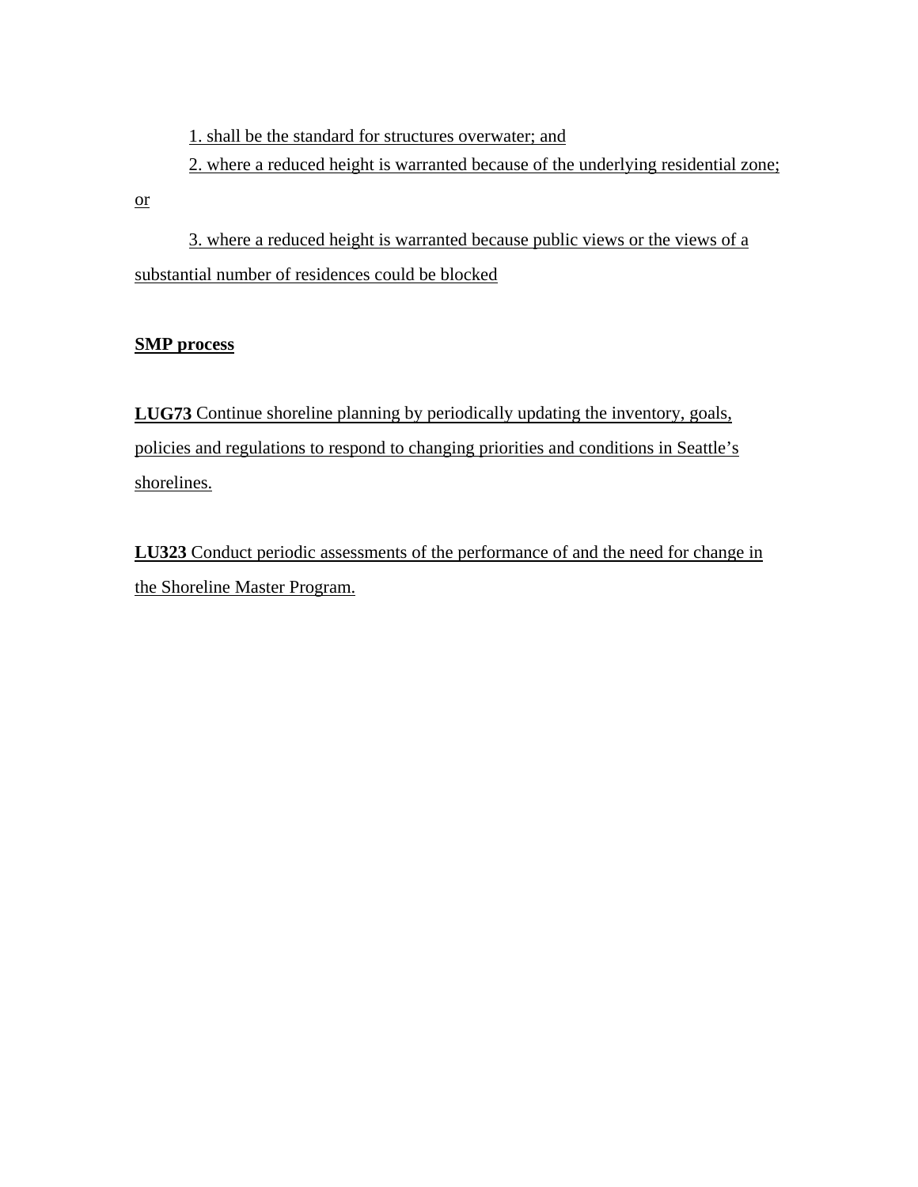1. shall be the standard for structures overwater; and

2. where a reduced height is warranted because of the underlying residential zone; or

3. where a reduced height is warranted because public views or the views of a substantial number of residences could be blocked

**SMP process**

**LUG73** Continue shoreline planning by periodically updating the inventory, goals, policies and regulations to respond to changing priorities and conditions in Seattle's shorelines.

**LU323** Conduct periodic assessments of the performance of and the need for change in the Shoreline Master Program.